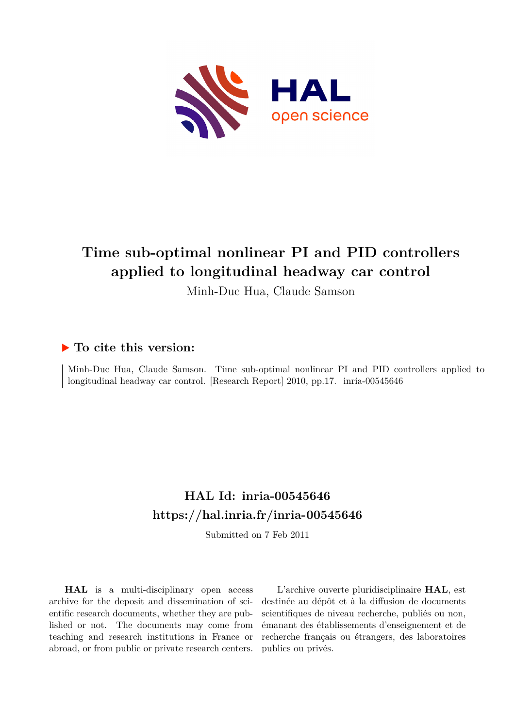# Time sub-optimal nonlinear PI and PID controllers applied to longitudinal headway car control

Minh-Duc Hua, Claude Samson

## ▶ To cite this version:

Minh-Duc Hua, Claude Samson. Time sub-optimal nonlinear PI and PID controllers applied to longitudinal headway car control. [Research Report] 2010, pp.17. inria-00545646

## HAL Id: inria-00545646

## https://hal.inria.fr/inria-00545646

Submitted on 7 Feb 2011

**HAL** is a multi-disciplinary open access archive for the deposit and dissemination of scientific research documents, whether they are published or not. The documents may come from teaching and research institutions in France or abroad, or from public or private research centers.

L'archive ouverte pluridisciplinaire **HAL**, est destinée au dépôt et à la diffusion de documents scientifiques de niveau recherche, publiés ou non, émanant des établissements d'enseignement et de recherche français ou étrangers, des laboratoires publics ou privés.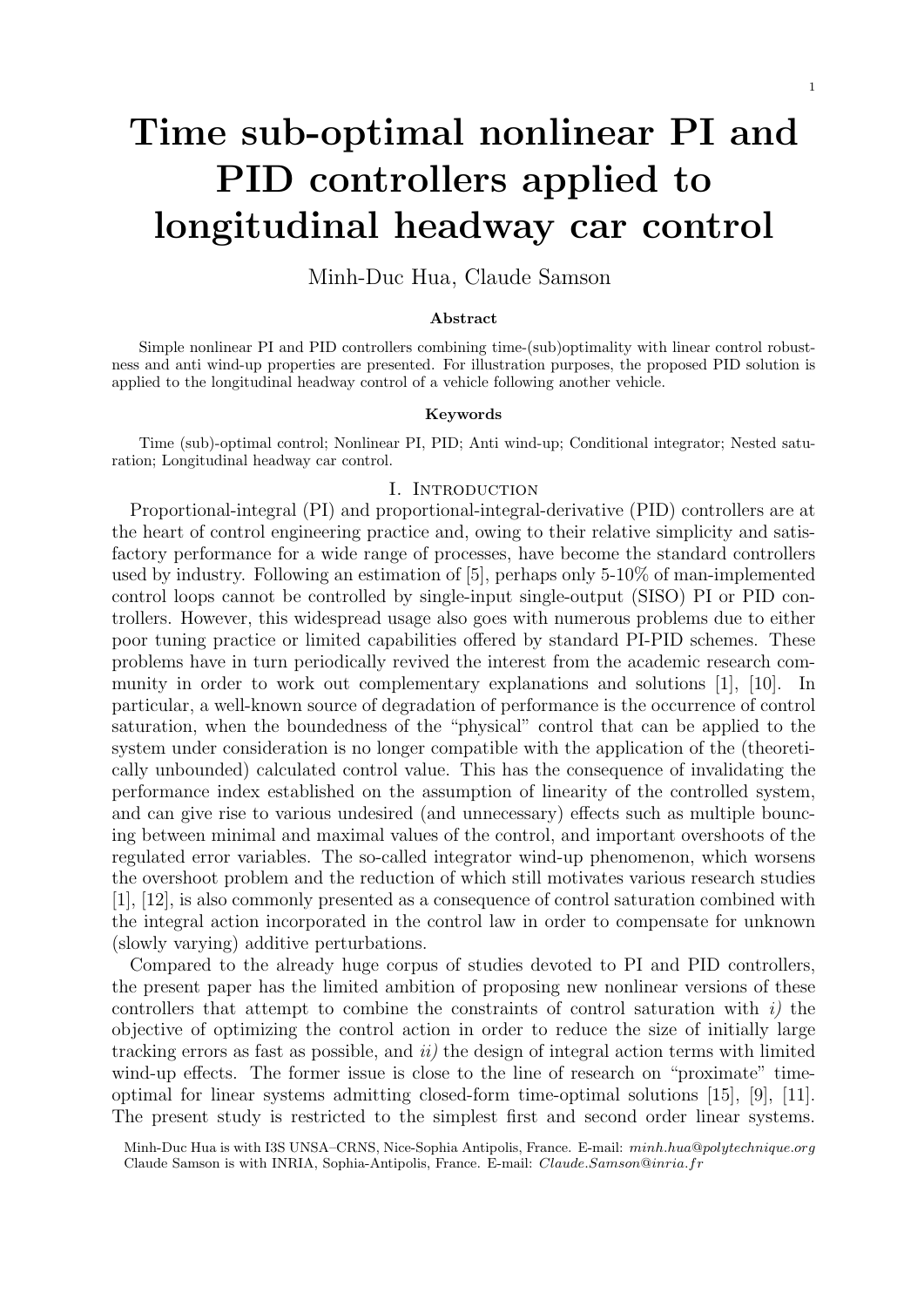# Time sub-optimal nonlinear PI and PID controllers applied to longitudinal headway car control

Minh-Duc Hua, Claude Samson

### Abstract

Simple nonlinear PI and PID controllers combining time-(sub)optimality with linear control robustness and anti wind-up properties are presented. For illustration purposes, the proposed PID solution is applied to the longitudinal headway control of a vehicle following another vehicle.

### Keywords

Time (sub)-optimal control; Nonlinear PI, PID; Anti wind-up; Conditional integrator; Nested saturation; Longitudinal headway car control.

## I. Introduction

Proportional-integral (PI) and proportional-integral-derivative (PID) controllers are at the heart of control engineering practice and, owing to their relative simplicity and satisfactory performance for a wide range of processes, have become the standard controllers used by industry. Following an estimation of [5], perhaps only 5-10% of man-implemented control loops cannot be controlled by single-input single-output (SISO) PI or PID controllers. However, this widespread usage also goes with numerous problems due to either poor tuning practice or limited capabilities offered by standard PI-PID schemes. These problems have in turn periodically revived the interest from the academic research community in order to work out complementary explanations and solutions [1], [10]. In particular, a well-known source of degradation of performance is the occurrence of control saturation, when the boundedness of the "physical" control that can be applied to the system under consideration is no longer compatible with the application of the (theoretically unbounded) calculated control value. This has the consequence of invalidating the performance index established on the assumption of linearity of the controlled system, and can give rise to various undesired (and unnecessary) effects such as multiple bouncing between minimal and maximal values of the control, and important overshoots of the regulated error variables. The so-called integrator wind-up phenomenon, which worsens the overshoot problem and the reduction of which still motivates various research studies [1], [12], is also commonly presented as a consequence of control saturation combined with the integral action incorporated in the control law in order to compensate for unknown (slowly varying) additive perturbations.

Compared to the already huge corpus of studies devoted to PI and PID controllers, the present paper has the limited ambition of proposing new nonlinear versions of these controllers that attempt to combine the constraints of control saturation with *i)* the objective of optimizing the control action in order to reduce the size of initially large tracking errors as fast as possible, and *ii)* the design of integral action terms with limited wind-up effects. The former issue is close to the line of research on "proximate" time-optimal for linear systems admitting closed-form time-optimal solutions [15], [9], [11]. The present study is restricted to the simplest first and second order linear systems.

Minh-Duc Hua is with I3S UNSA–CRNS, Nice-Sophia Antipolis, France. E-mail: *minh.hua@polytechnique.org*
Claude Samson is with INRIA, Sophia-Antipolis, France. E-mail: *Claude.Samson@inria.fr*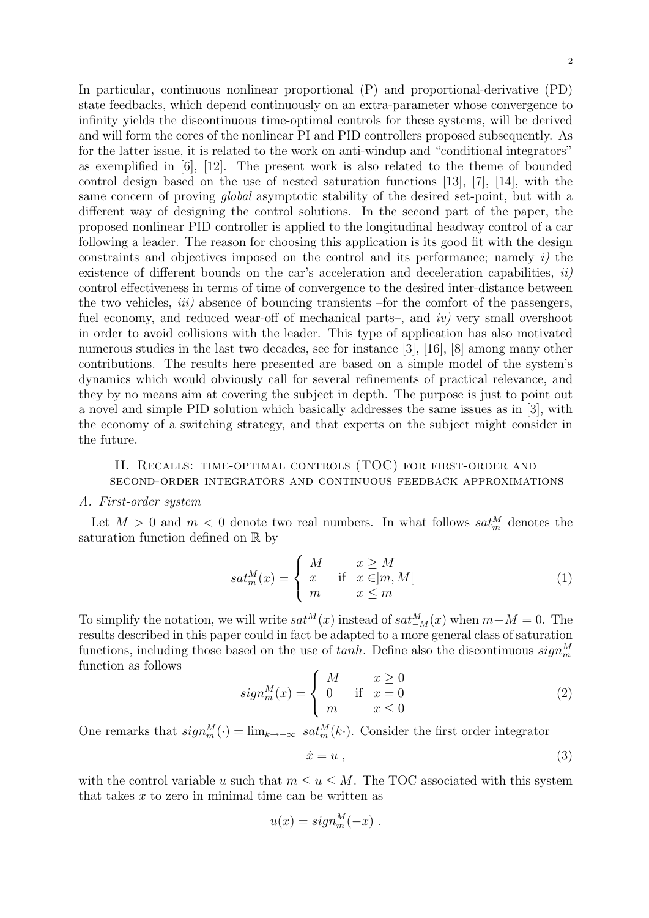In particular, continuous nonlinear proportional (P) and proportional-derivative (PD) state feedbacks, which depend continuously on an extra-parameter whose convergence to infinity yields the discontinuous time-optimal controls for these systems, will be derived and will form the cores of the nonlinear PI and PID controllers proposed subsequently. As for the latter issue, it is related to the work on anti-windup and "conditional integrators" as exemplified in [6], [12]. The present work is also related to the theme of bounded control design based on the use of nested saturation functions [13], [7], [14], with the same concern of proving *global* asymptotic stability of the desired set-point, but with a different way of designing the control solutions. In the second part of the paper, the proposed nonlinear PID controller is applied to the longitudinal headway control of a car following a leader. The reason for choosing this application is its good fit with the design constraints and objectives imposed on the control and its performance; namely *i)* the existence of different bounds on the car's acceleration and deceleration capabilities, *ii)* control effectiveness in terms of time of convergence to the desired inter-distance between the two vehicles, *iii)* absence of bouncing transients –for the comfort of the passengers, fuel economy, and reduced wear-off of mechanical parts–, and *iv)* very small overshoot in order to avoid collisions with the leader. This type of application has also motivated numerous studies in the last two decades, see for instance [3], [16], [8] among many other contributions. The results here presented are based on a simple model of the system's dynamics which would obviously call for several refinements of practical relevance, and they by no means aim at covering the subject in depth. The purpose is just to point out a novel and simple PID solution which basically addresses the same issues as in [3], with the economy of a switching strategy, and that experts on the subject might consider in the future.

## II. Recalls: time-optimal controls (TOC) for first-order and second-order integrators and continuous feedback approximations

### A. First-order system

Let $M > 0$ and $m < 0$ denote two real numbers. In what follows $sat_m^M$ denotes the saturation function defined on $\mathbb{R}$ by

$$sat_m^M(x) = \begin{cases} M & x \geq M \\ x & \text{if } \; x \in ]m, M[ \\ m & x \leq m \end{cases} \tag{1}$$

To simplify the notation, we will write $sat^M(x)$ instead of $sat_{-M}^M(x)$ when $m+M=0$. The results described in this paper could in fact be adapted to a more general class of saturation functions, including those based on the use of $tanh$. Define also the discontinuous $sign_m^M$ function as follows

$$sign_m^M(x) = \begin{cases} M & x \geq 0 \\ 0 & \text{if } \; x = 0 \\ m & x \leq 0 \end{cases} \tag{2}$$

One remarks that $sign_m^M(\cdot) = \lim_{k \to +\infty} \; sat_m^M(k\cdot)$. Consider the first order integrator

$$\dot{x} = u \; , \tag{3}$$

with the control variable $u$ such that $m \leq u \leq M$. The TOC associated with this system that takes $x$ to zero in minimal time can be written as

$$u(x) = sign_m^M(-x) \; .$$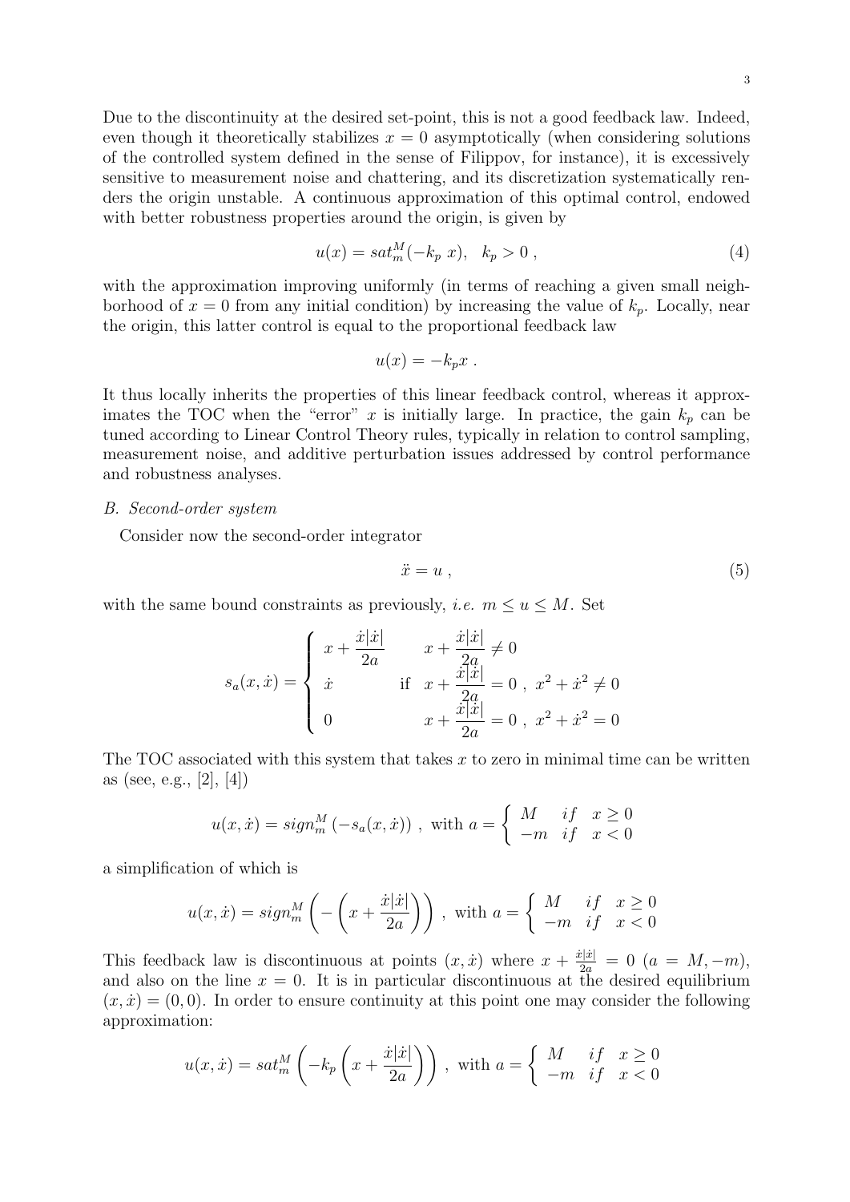Due to the discontinuity at the desired set-point, this is not a good feedback law. Indeed, even though it theoretically stabilizes $x = 0$ asymptotically (when considering solutions of the controlled system defined in the sense of Filippov, for instance), it is excessively sensitive to measurement noise and chattering, and its discretization systematically renders the origin unstable. A continuous approximation of this optimal control, endowed with better robustness properties around the origin, is given by

$$u(x) = sat_m^M(-k_p\, x), \quad k_p > 0\ , \tag{4}$$

with the approximation improving uniformly (in terms of reaching a given small neighborhood of $x = 0$ from any initial condition) by increasing the value of $k_p$. Locally, near the origin, this latter control is equal to the proportional feedback law

$$u(x) = -k_p x\ .$$

It thus locally inherits the properties of this linear feedback control, whereas it approximates the TOC when the "error" $x$ is initially large. In practice, the gain $k_p$ can be tuned according to Linear Control Theory rules, typically in relation to control sampling, measurement noise, and additive perturbation issues addressed by control performance and robustness analyses.

*B. Second-order system*

Consider now the second-order integrator

$$\ddot{x} = u\ , \tag{5}$$

with the same bound constraints as previously, *i.e.* $m \leq u \leq M$. Set

$$s_a(x, \dot{x}) = \begin{cases} x + \dfrac{\dot{x}|\dot{x}|}{2a} & x + \dfrac{\dot{x}|\dot{x}|}{2a} \neq 0 \\ \dot{x} & \text{if} \quad x + \dfrac{\dot{x}|\dot{x}|}{2a} = 0\ ,\ x^2 + \dot{x}^2 \neq 0 \\ 0 & x + \dfrac{\dot{x}|\dot{x}|}{2a} = 0\ ,\ x^2 + \dot{x}^2 = 0 \end{cases}$$

The TOC associated with this system that takes $x$ to zero in minimal time can be written as (see, e.g., [2], [4])

$$u(x, \dot{x}) = sign_m^M\left(-s_a(x, \dot{x})\right)\ ,\ \text{with } a = \begin{cases} M & if \quad x \geq 0 \\ -m & if \quad x < 0 \end{cases}$$

a simplification of which is

$$u(x, \dot{x}) = sign_m^M\left(-\left(x + \frac{\dot{x}|\dot{x}|}{2a}\right)\right)\ ,\ \text{with } a = \begin{cases} M & if \quad x \geq 0 \\ -m & if \quad x < 0 \end{cases}$$

This feedback law is discontinuous at points $(x, \dot{x})$ where $x + \frac{\dot{x}|\dot{x}|}{2a} = 0$ $(a = M, -m)$, and also on the line $x = 0$. It is in particular discontinuous at the desired equilibrium $(x, \dot{x}) = (0, 0)$. In order to ensure continuity at this point one may consider the following approximation:

$$u(x, \dot{x}) = sat_m^M\left(-k_p\left(x + \frac{\dot{x}|\dot{x}|}{2a}\right)\right)\ ,\ \text{with } a = \begin{cases} M & if \quad x \geq 0 \\ -m & if \quad x < 0 \end{cases}$$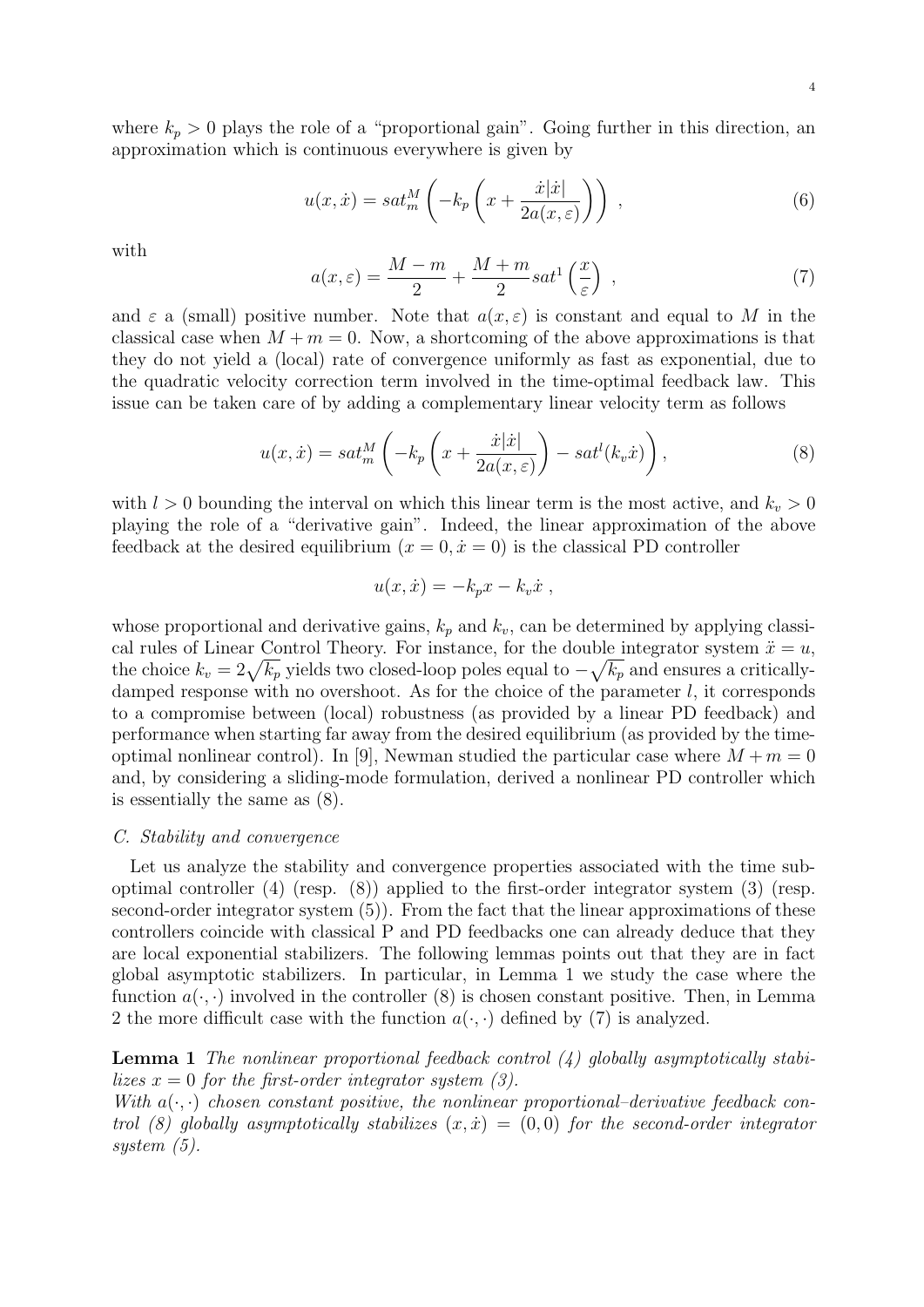where $k_p > 0$ plays the role of a "proportional gain". Going further in this direction, an approximation which is continuous everywhere is given by

$$u(x, \dot{x}) = sat_m^M \left( -k_p \left( x + \frac{\dot{x}|\dot{x}|}{2a(x, \varepsilon)} \right) \right) , \tag{6}$$

with

$$a(x, \varepsilon) = \frac{M - m}{2} + \frac{M + m}{2} sat^1 \left( \frac{x}{\varepsilon} \right) , \tag{7}$$

and $\varepsilon$ a (small) positive number. Note that $a(x, \varepsilon)$ is constant and equal to $M$ in the classical case when $M + m = 0$. Now, a shortcoming of the above approximations is that they do not yield a (local) rate of convergence uniformly as fast as exponential, due to the quadratic velocity correction term involved in the time-optimal feedback law. This issue can be taken care of by adding a complementary linear velocity term as follows

$$u(x, \dot{x}) = sat_m^M \left( -k_p \left( x + \frac{\dot{x}|\dot{x}|}{2a(x, \varepsilon)} \right) - sat^l(k_v \dot{x}) \right), \tag{8}$$

with $l > 0$ bounding the interval on which this linear term is the most active, and $k_v > 0$ playing the role of a "derivative gain". Indeed, the linear approximation of the above feedback at the desired equilibrium $(x = 0, \dot{x} = 0)$ is the classical PD controller

$$u(x, \dot{x}) = -k_p x - k_v \dot{x} ,$$

whose proportional and derivative gains, $k_p$ and $k_v$, can be determined by applying classical rules of Linear Control Theory. For instance, for the double integrator system $\ddot{x} = u$, the choice $k_v = 2\sqrt{k_p}$ yields two closed-loop poles equal to $-\sqrt{k_p}$ and ensures a critically-damped response with no overshoot. As for the choice of the parameter $l$, it corresponds to a compromise between (local) robustness (as provided by a linear PD feedback) and performance when starting far away from the desired equilibrium (as provided by the time-optimal nonlinear control). In [9], Newman studied the particular case where $M + m = 0$ and, by considering a sliding-mode formulation, derived a nonlinear PD controller which is essentially the same as (8).

### C. Stability and convergence

Let us analyze the stability and convergence properties associated with the time sub-optimal controller (4) (resp. (8)) applied to the first-order integrator system (3) (resp. second-order integrator system (5)). From the fact that the linear approximations of these controllers coincide with classical P and PD feedbacks one can already deduce that they are local exponential stabilizers. The following lemmas points out that they are in fact global asymptotic stabilizers. In particular, in Lemma 1 we study the case where the function $a(\cdot, \cdot)$ involved in the controller (8) is chosen constant positive. Then, in Lemma 2 the more difficult case with the function $a(\cdot, \cdot)$ defined by (7) is analyzed.

**Lemma 1** *The nonlinear proportional feedback control (4) globally asymptotically stabilizes $x = 0$ for the first-order integrator system (3).*
*With $a(\cdot, \cdot)$ chosen constant positive, the nonlinear proportional–derivative feedback control (8) globally asymptotically stabilizes $(x, \dot{x}) = (0, 0)$ for the second-order integrator system (5).*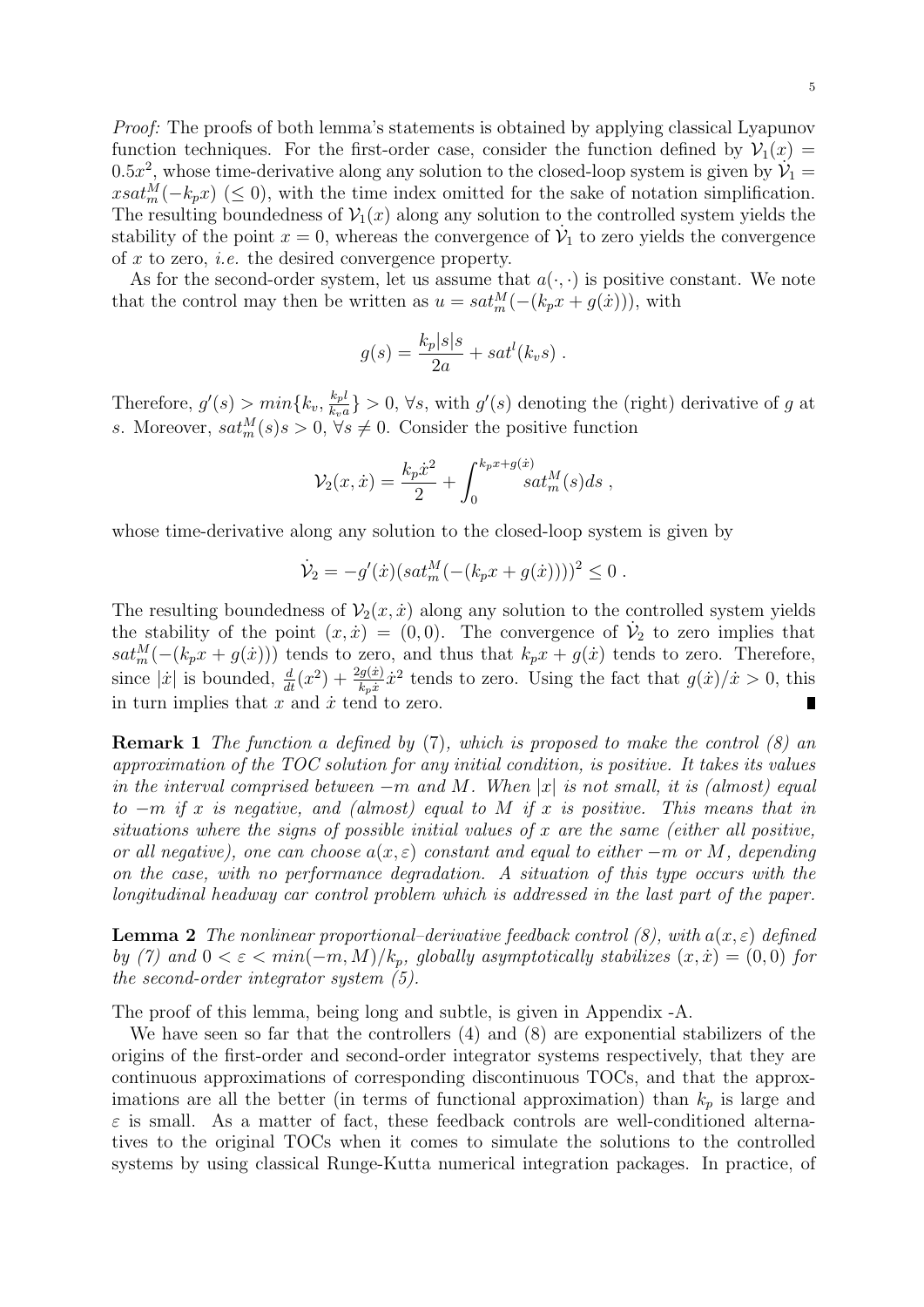*Proof:* The proofs of both lemma's statements is obtained by applying classical Lyapunov function techniques. For the first-order case, consider the function defined by $\mathcal{V}_1(x) = 0.5x^2$, whose time-derivative along any solution to the closed-loop system is given by $\dot{\mathcal{V}}_1 = x sat_m^M(-k_p x)$ $(\leq 0)$, with the time index omitted for the sake of notation simplification. The resulting boundedness of $\mathcal{V}_1(x)$ along any solution to the controlled system yields the stability of the point $x = 0$, whereas the convergence of $\dot{\mathcal{V}}_1$ to zero yields the convergence of $x$ to zero, *i.e.* the desired convergence property.

As for the second-order system, let us assume that $a(\cdot, \cdot)$ is positive constant. We note that the control may then be written as $u = sat_m^M(-(k_p x + g(\dot{x})))$, with

$$g(s) = \frac{k_p |s| s}{2a} + sat^l(k_v s) \; .$$

Therefore, $g'(s) > min\{k_v, \frac{k_p l}{k_v a}\} > 0$, $\forall s$, with $g'(s)$ denoting the (right) derivative of $g$ at $s$. Moreover, $sat_m^M(s)s > 0$, $\forall s \neq 0$. Consider the positive function

$$\mathcal{V}_2(x, \dot{x}) = \frac{k_p \dot{x}^2}{2} + \int_0^{k_p x + g(\dot{x})} sat_m^M(s) ds \; ,$$

whose time-derivative along any solution to the closed-loop system is given by

$$\dot{\mathcal{V}}_2 = -g'(\dot{x})(sat_m^M(-(k_p x + g(\dot{x}))))^2 \leq 0 \; .$$

The resulting boundedness of $\mathcal{V}_2(x, \dot{x})$ along any solution to the controlled system yields the stability of the point $(x, \dot{x}) = (0, 0)$. The convergence of $\dot{\mathcal{V}}_2$ to zero implies that $sat_m^M(-(k_p x + g(\dot{x})))$ tends to zero, and thus that $k_p x + g(\dot{x})$ tends to zero. Therefore, since $|\dot{x}|$ is bounded, $\frac{d}{dt}(x^2) + \frac{2g(\dot{x})}{k_p \dot{x}} \dot{x}^2$ tends to zero. Using the fact that $g(\dot{x})/\dot{x} > 0$, this in turn implies that $x$ and $\dot{x}$ tend to zero. ∎

**Remark 1** *The function a defined by* (7)*, which is proposed to make the control (8) an approximation of the TOC solution for any initial condition, is positive. It takes its values in the interval comprised between $-m$ and $M$. When $|x|$ is not small, it is (almost) equal to $-m$ if $x$ is negative, and (almost) equal to $M$ if $x$ is positive. This means that in situations where the signs of possible initial values of $x$ are the same (either all positive, or all negative), one can choose $a(x, \varepsilon)$ constant and equal to either $-m$ or $M$, depending on the case, with no performance degradation. A situation of this type occurs with the longitudinal headway car control problem which is addressed in the last part of the paper.*

**Lemma 2** *The nonlinear proportional–derivative feedback control (8), with $a(x, \varepsilon)$ defined by (7) and $0 < \varepsilon < min(-m, M)/k_p$, globally asymptotically stabilizes $(x, \dot{x}) = (0, 0)$ for the second-order integrator system (5).*

The proof of this lemma, being long and subtle, is given in Appendix -A.

We have seen so far that the controllers (4) and (8) are exponential stabilizers of the origins of the first-order and second-order integrator systems respectively, that they are continuous approximations of corresponding discontinuous TOCs, and that the approximations are all the better (in terms of functional approximation) than $k_p$ is large and $\varepsilon$ is small. As a matter of fact, these feedback controls are well-conditioned alternatives to the original TOCs when it comes to simulate the solutions to the controlled systems by using classical Runge-Kutta numerical integration packages. In practice, of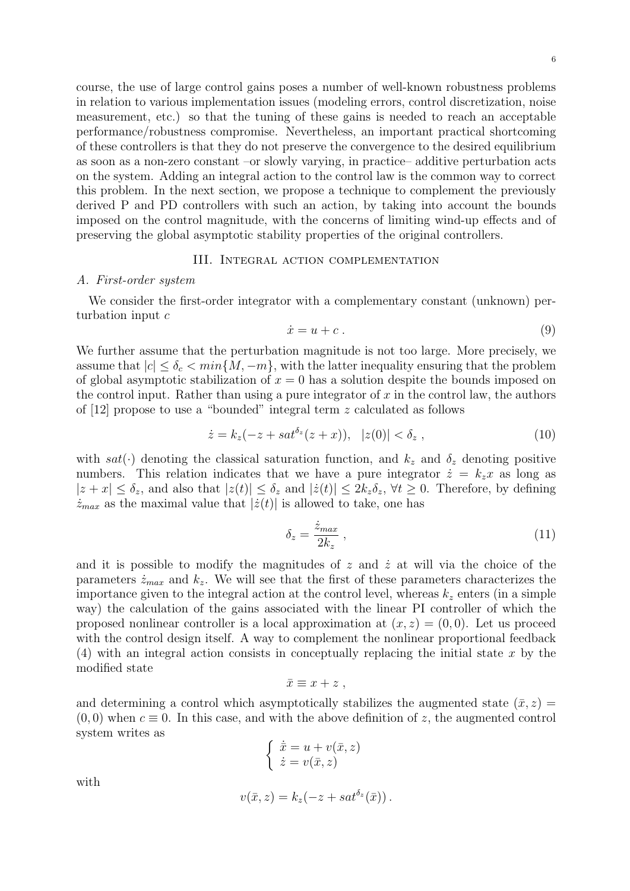course, the use of large control gains poses a number of well-known robustness problems in relation to various implementation issues (modeling errors, control discretization, noise measurement, etc.) so that the tuning of these gains is needed to reach an acceptable performance/robustness compromise. Nevertheless, an important practical shortcoming of these controllers is that they do not preserve the convergence to the desired equilibrium as soon as a non-zero constant –or slowly varying, in practice– additive perturbation acts on the system. Adding an integral action to the control law is the common way to correct this problem. In the next section, we propose a technique to complement the previously derived P and PD controllers with such an action, by taking into account the bounds imposed on the control magnitude, with the concerns of limiting wind-up effects and of preserving the global asymptotic stability properties of the original controllers.

## III. Integral action complementation

### A. First-order system

We consider the first-order integrator with a complementary constant (unknown) perturbation input $c$

$$\dot{x} = u + c \,. \tag{9}$$

We further assume that the perturbation magnitude is not too large. More precisely, we assume that $|c| \leq \delta_c < min\{M, -m\}$, with the latter inequality ensuring that the problem of global asymptotic stabilization of $x = 0$ has a solution despite the bounds imposed on the control input. Rather than using a pure integrator of $x$ in the control law, the authors of [12] propose to use a "bounded" integral term $z$ calculated as follows

$$\dot{z} = k_z(-z + sat^{\delta_z}(z + x)), \quad |z(0)| < \delta_z \,, \tag{10}$$

with $sat(\cdot)$ denoting the classical saturation function, and $k_z$ and $\delta_z$ denoting positive numbers. This relation indicates that we have a pure integrator $\dot{z} = k_z x$ as long as $|z + x| \leq \delta_z$, and also that $|z(t)| \leq \delta_z$ and $|\dot{z}(t)| \leq 2k_z\delta_z$, $\forall t \geq 0$. Therefore, by defining $\dot{z}_{max}$ as the maximal value that $|\dot{z}(t)|$ is allowed to take, one has

$$\delta_z = \frac{\dot{z}_{max}}{2k_z} \,, \tag{11}$$

and it is possible to modify the magnitudes of $z$ and $\dot{z}$ at will via the choice of the parameters $\dot{z}_{max}$ and $k_z$. We will see that the first of these parameters characterizes the importance given to the integral action at the control level, whereas $k_z$ enters (in a simple way) the calculation of the gains associated with the linear PI controller of which the proposed nonlinear controller is a local approximation at $(x, z) = (0, 0)$. Let us proceed with the control design itself. A way to complement the nonlinear proportional feedback (4) with an integral action consists in conceptually replacing the initial state $x$ by the modified state

$$\bar{x} \equiv x + z \,,$$

and determining a control which asymptotically stabilizes the augmented state $(\bar{x}, z) = (0, 0)$ when $c \equiv 0$. In this case, and with the above definition of $z$, the augmented control system writes as

$$\begin{cases} \dot{\bar{x}} = u + v(\bar{x}, z) \\ \dot{z} = v(\bar{x}, z) \end{cases}$$

with

$$v(\bar{x}, z) = k_z(-z + sat^{\delta_z}(\bar{x})) \,.$$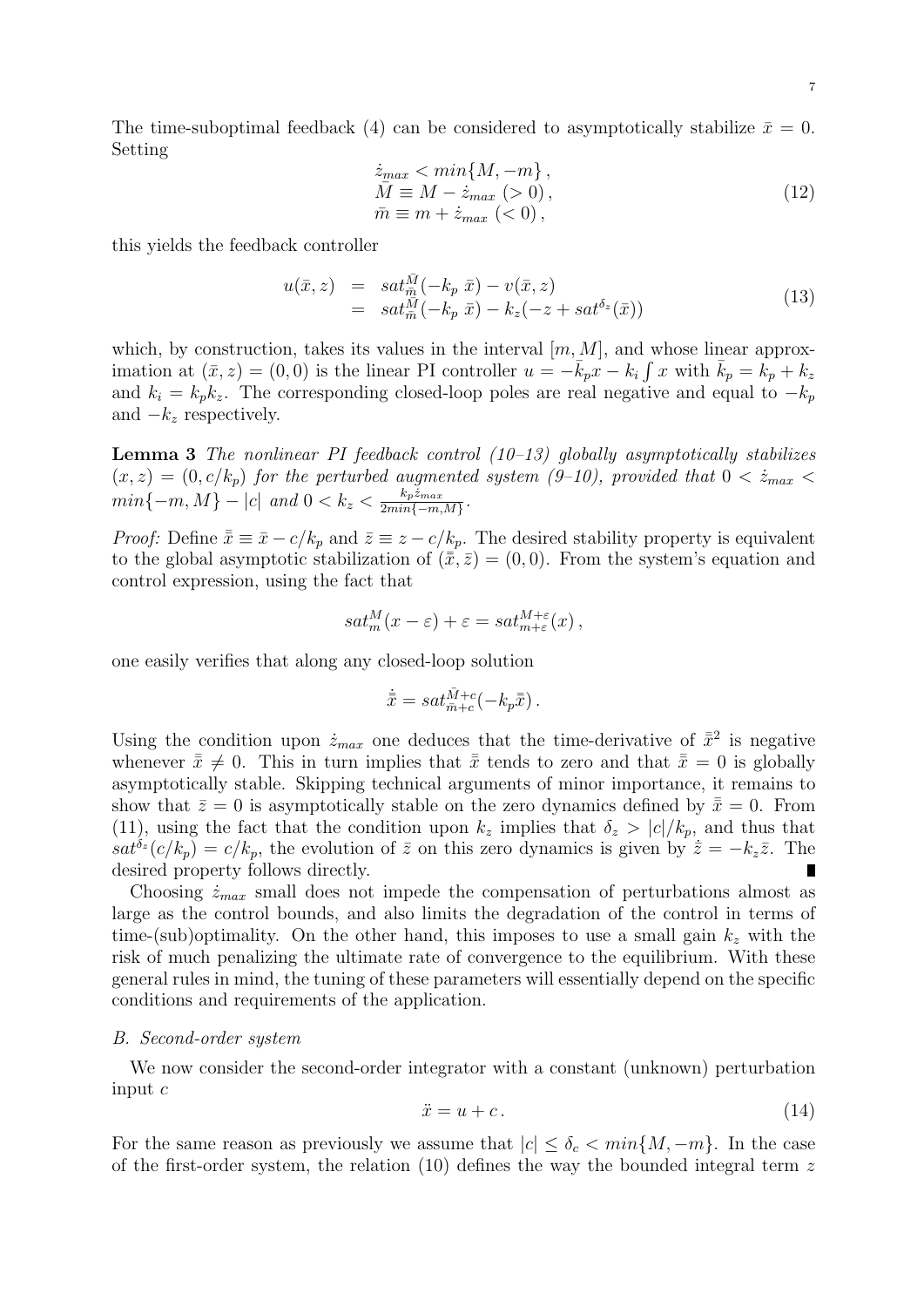The time-suboptimal feedback (4) can be considered to asymptotically stabilize $\bar{x} = 0$. Setting

$$
\begin{array}{l}
\dot{z}_{max} < min\{M, -m\}\,, \\
\bar{M} \equiv M - \dot{z}_{max} \;(> 0)\,, \\
\bar{m} \equiv m + \dot{z}_{max} \;(< 0)\,,
\end{array}
\tag{12}
$$

this yields the feedback controller

$$
\begin{array}{rcl}
u(\bar{x}, z) & = & sat_{\bar{m}}^{\bar{M}}(-k_p\;\bar{x}) - v(\bar{x}, z) \\
& = & sat_{\bar{m}}^{\bar{M}}(-k_p\;\bar{x}) - k_z(-z + sat^{\delta_z}(\bar{x}))
\end{array}
\tag{13}
$$

which, by construction, takes its values in the interval $[m, M]$, and whose linear approximation at $(\bar{x}, z) = (0, 0)$ is the linear PI controller $u = -\bar{k}_p x - k_i \int x$ with $\bar{k}_p = k_p + k_z$ and $k_i = k_p k_z$. The corresponding closed-loop poles are real negative and equal to $-k_p$ and $-k_z$ respectively.

**Lemma 3** *The nonlinear PI feedback control (10–13) globally asymptotically stabilizes $(x, z) = (0, c/k_p)$ for the perturbed augmented system (9–10), provided that $0 < \dot{z}_{max} < min\{-m, M\} - |c|$ and $0 < k_z < \frac{k_p \dot{z}_{max}}{2min\{-m,M\}}$.*

*Proof:* Define $\bar{\bar{x}} \equiv \bar{x} - c/k_p$ and $\bar{z} \equiv z - c/k_p$. The desired stability property is equivalent to the global asymptotic stabilization of $(\bar{\bar{x}}, \bar{z}) = (0, 0)$. From the system's equation and control expression, using the fact that

$$
sat_m^M(x - \varepsilon) + \varepsilon = sat_{m+\varepsilon}^{M+\varepsilon}(x)\,,
$$

one easily verifies that along any closed-loop solution

$$
\dot{\bar{\bar{x}}} = sat_{\bar{m}+c}^{\bar{M}+c}(-k_p \bar{\bar{x}})\,.
$$

Using the condition upon $\dot{z}_{max}$ one deduces that the time-derivative of $\bar{\bar{x}}^2$ is negative whenever $\bar{\bar{x}} \neq 0$. This in turn implies that $\bar{\bar{x}}$ tends to zero and that $\bar{\bar{x}} = 0$ is globally asymptotically stable. Skipping technical arguments of minor importance, it remains to show that $\bar{z} = 0$ is asymptotically stable on the zero dynamics defined by $\bar{\bar{x}} = 0$. From (11), using the fact that the condition upon $k_z$ implies that $\delta_z > |c|/k_p$, and thus that $sat^{\delta_z}(c/k_p) = c/k_p$, the evolution of $\bar{z}$ on this zero dynamics is given by $\dot{\bar{z}} = -k_z \bar{z}$. The desired property follows directly. ∎

Choosing $\dot{z}_{max}$ small does not impede the compensation of perturbations almost as large as the control bounds, and also limits the degradation of the control in terms of time-(sub)optimality. On the other hand, this imposes to use a small gain $k_z$ with the risk of much penalizing the ultimate rate of convergence to the equilibrium. With these general rules in mind, the tuning of these parameters will essentially depend on the specific conditions and requirements of the application.

### B. Second-order system

We now consider the second-order integrator with a constant (unknown) perturbation input $c$

$$
\ddot{x} = u + c\,.
\tag{14}
$$

For the same reason as previously we assume that $|c| \leq \delta_c < min\{M, -m\}$. In the case of the first-order system, the relation (10) defines the way the bounded integral term $z$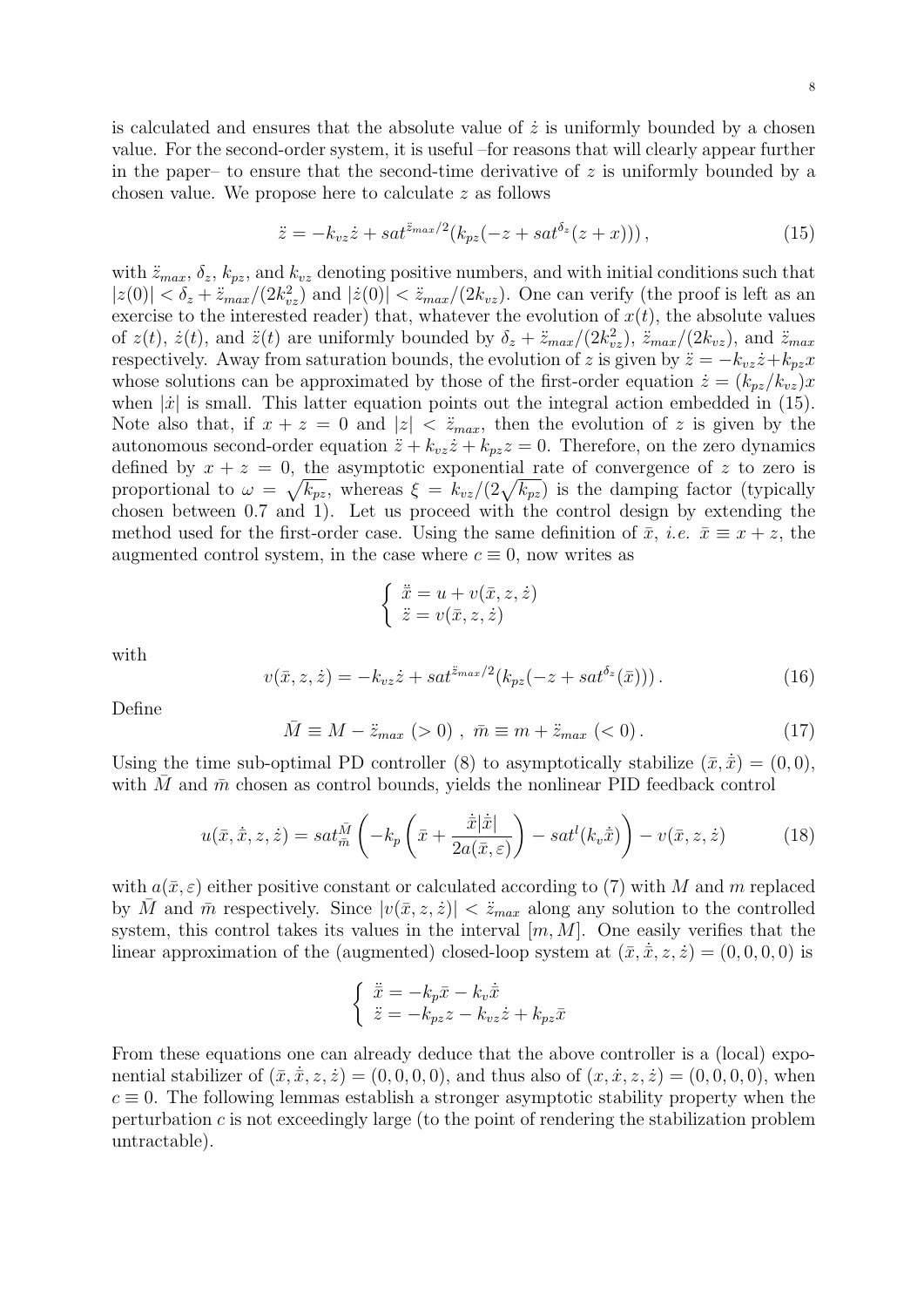is calculated and ensures that the absolute value of $\dot{z}$ is uniformly bounded by a chosen value. For the second-order system, it is useful –for reasons that will clearly appear further in the paper– to ensure that the second-time derivative of $z$ is uniformly bounded by a chosen value. We propose here to calculate $z$ as follows

$$\ddot{z} = -k_{vz}\dot{z} + sat^{\ddot{z}_{max}/2}(k_{pz}(-z + sat^{\delta_z}(z + x))), \tag{15}$$

with $\ddot{z}_{max}$, $\delta_z$, $k_{pz}$, and $k_{vz}$ denoting positive numbers, and with initial conditions such that $|z(0)| < \delta_z + \ddot{z}_{max}/(2k_{vz}^2)$ and $|\dot{z}(0)| < \ddot{z}_{max}/(2k_{vz})$. One can verify (the proof is left as an exercise to the interested reader) that, whatever the evolution of $x(t)$, the absolute values of $z(t)$, $\dot{z}(t)$, and $\ddot{z}(t)$ are uniformly bounded by $\delta_z + \ddot{z}_{max}/(2k_{vz}^2)$, $\ddot{z}_{max}/(2k_{vz})$, and $\ddot{z}_{max}$ respectively. Away from saturation bounds, the evolution of $z$ is given by $\ddot{z} = -k_{vz}\dot{z} + k_{pz}x$ whose solutions can be approximated by those of the first-order equation $\dot{z} = (k_{pz}/k_{vz})x$ when $|\dot{x}|$ is small. This latter equation points out the integral action embedded in (15). Note also that, if $x + z = 0$ and $|z| < \ddot{z}_{max}$, then the evolution of $z$ is given by the autonomous second-order equation $\ddot{z} + k_{vz}\dot{z} + k_{pz}z = 0$. Therefore, on the zero dynamics defined by $x + z = 0$, the asymptotic exponential rate of convergence of $z$ to zero is proportional to $\omega = \sqrt{k_{pz}}$, whereas $\xi = k_{vz}/(2\sqrt{k_{pz}})$ is the damping factor (typically chosen between 0.7 and 1). Let us proceed with the control design by extending the method used for the first-order case. Using the same definition of $\bar{x}$, *i.e.* $\bar{x} \equiv x + z$, the augmented control system, in the case where $c \equiv 0$, now writes as

$$\begin{cases} \ddot{\bar{x}} = u + v(\bar{x}, z, \dot{z}) \\ \ddot{z} = v(\bar{x}, z, \dot{z}) \end{cases}$$

with

$$v(\bar{x}, z, \dot{z}) = -k_{vz}\dot{z} + sat^{\ddot{z}_{max}/2}(k_{pz}(-z + sat^{\delta_z}(\bar{x}))). \tag{16}$$

Define

$$\bar{M} \equiv M - \ddot{z}_{max} \ (>0) \ , \ \bar{m} \equiv m + \ddot{z}_{max} \ (<0). \tag{17}$$

Using the time sub-optimal PD controller (8) to asymptotically stabilize $(\bar{x}, \dot{\bar{x}}) = (0, 0)$, with $\bar{M}$ and $\bar{m}$ chosen as control bounds, yields the nonlinear PID feedback control

$$u(\bar{x}, \dot{\bar{x}}, z, \dot{z}) = sat_{\bar{m}}^{\bar{M}}\left(-k_p\left(\bar{x} + \frac{\dot{\bar{x}}|\dot{\bar{x}}|}{2a(\bar{x}, \varepsilon)}\right) - sat^l(k_v\dot{\bar{x}})\right) - v(\bar{x}, z, \dot{z}) \tag{18}$$

with $a(\bar{x}, \varepsilon)$ either positive constant or calculated according to (7) with $M$ and $m$ replaced by $\bar{M}$ and $\bar{m}$ respectively. Since $|v(\bar{x}, z, \dot{z})| < \ddot{z}_{max}$ along any solution to the controlled system, this control takes its values in the interval $[m, M]$. One easily verifies that the linear approximation of the (augmented) closed-loop system at $(\bar{x}, \dot{\bar{x}}, z, \dot{z}) = (0, 0, 0, 0)$ is

$$\begin{cases} \ddot{\bar{x}} = -k_p\bar{x} - k_v\dot{\bar{x}} \\ \ddot{z} = -k_{pz}z - k_{vz}\dot{z} + k_{pz}\bar{x} \end{cases}$$

From these equations one can already deduce that the above controller is a (local) exponential stabilizer of $(\bar{x}, \dot{\bar{x}}, z, \dot{z}) = (0, 0, 0, 0)$, and thus also of $(x, \dot{x}, z, \dot{z}) = (0, 0, 0, 0)$, when $c \equiv 0$. The following lemmas establish a stronger asymptotic stability property when the perturbation $c$ is not exceedingly large (to the point of rendering the stabilization problem untractable).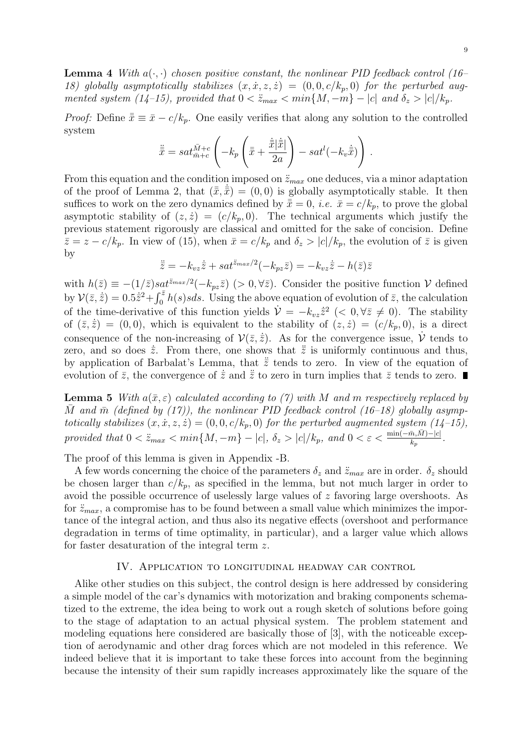**Lemma 4** *With $a(\cdot,\cdot)$ chosen positive constant, the nonlinear PID feedback control (16–18) globally asymptotically stabilizes $(x, \dot{x}, z, \dot{z}) = (0, 0, c/k_p, 0)$ for the perturbed augmented system (14–15), provided that $0 < \ddot{z}_{max} < min\{M, -m\} - |c|$ and $\delta_z > |c|/k_p$.*

*Proof:* Define $\bar{\bar{x}} \equiv \bar{x} - c/k_p$. One easily verifies that along any solution to the controlled system

$$\ddot{\bar{\bar{x}}} = sat_{\bar{m}+c}^{\bar{M}+c}\left(-k_p\left(\bar{\bar{x}} + \frac{\dot{\bar{\bar{x}}}|\dot{\bar{\bar{x}}}|}{2a}\right) - sat^l(-k_v\dot{\bar{\bar{x}}})\right).$$

From this equation and the condition imposed on $\ddot{z}_{max}$ one deduces, via a minor adaptation of the proof of Lemma 2, that $(\bar{\bar{x}}, \dot{\bar{\bar{x}}}) = (0, 0)$ is globally asymptotically stable. It then suffices to work on the zero dynamics defined by $\bar{\bar{x}} = 0$, *i.e.* $\bar{x} = c/k_p$, to prove the global asymptotic stability of $(z, \dot{z}) = (c/k_p, 0)$. The technical arguments which justify the previous statement rigorously are classical and omitted for the sake of concision. Define $\bar{z} = z - c/k_p$. In view of (15), when $\bar{x} = c/k_p$ and $\delta_z > |c|/k_p$, the evolution of $\bar{z}$ is given by

$$\ddot{\bar{z}} = -k_{vz}\dot{\bar{z}} + sat^{\ddot{z}_{max}/2}(-k_{pz}\bar{z}) = -k_{vz}\dot{\bar{z}} - h(\bar{z})\bar{z}$$

with $h(\bar{z}) \equiv -(1/\bar{z})sat^{\ddot{z}_{max}/2}(-k_{pz}\bar{z})$ $(> 0, \forall \bar{z})$. Consider the positive function $\mathcal{V}$ defined by $\mathcal{V}(\bar{z}, \dot{\bar{z}}) = 0.5\dot{\bar{z}}^2 + \int_0^{\bar{z}} h(s)sds$. Using the above equation of evolution of $\bar{z}$, the calculation of the time-derivative of this function yields $\dot{\mathcal{V}} = -k_{vz}\dot{\bar{z}}^2$ $(< 0, \forall \bar{z} \neq 0)$. The stability of $(\bar{z}, \dot{\bar{z}}) = (0, 0)$, which is equivalent to the stability of $(z, \dot{z}) = (c/k_p, 0)$, is a direct consequence of the non-increasing of $\mathcal{V}(\bar{z}, \dot{\bar{z}})$. As for the convergence issue, $\dot{\mathcal{V}}$ tends to zero, and so does $\dot{\bar{z}}$. From there, one shows that $\ddot{\bar{z}}$ is uniformly continuous and thus, by application of Barbalat's Lemma, that $\ddot{\bar{z}}$ tends to zero. In view of the equation of evolution of $\bar{z}$, the convergence of $\dot{\bar{z}}$ and $\ddot{\bar{z}}$ to zero in turn implies that $\bar{z}$ tends to zero. ■

**Lemma 5** *With $a(\bar{x}, \varepsilon)$ calculated according to (7) with $M$ and $m$ respectively replaced by $\bar{M}$ and $\bar{m}$ (defined by (17)), the nonlinear PID feedback control (16–18) globally asymptotically stabilizes $(x, \dot{x}, z, \dot{z}) = (0, 0, c/k_p, 0)$ for the perturbed augmented system (14–15), provided that $0 < \ddot{z}_{max} < min\{M, -m\} - |c|$, $\delta_z > |c|/k_p$, and $0 < \varepsilon < \frac{\min(-\bar{m}, \bar{M}) - |c|}{k_p}$.*

The proof of this lemma is given in Appendix -B.

A few words concerning the choice of the parameters $\delta_z$ and $\ddot{z}_{max}$ are in order. $\delta_z$ should be chosen larger than $c/k_p$, as specified in the lemma, but not much larger in order to avoid the possible occurrence of uselessly large values of $z$ favoring large overshoots. As for $\ddot{z}_{max}$, a compromise has to be found between a small value which minimizes the importance of the integral action, and thus also its negative effects (overshoot and performance degradation in terms of time optimality, in particular), and a larger value which allows for faster desaturation of the integral term $z$.

## IV. Application to longitudinal headway car control

Alike other studies on this subject, the control design is here addressed by considering a simple model of the car's dynamics with motorization and braking components schematized to the extreme, the idea being to work out a rough sketch of solutions before going to the stage of adaptation to an actual physical system. The problem statement and modeling equations here considered are basically those of [3], with the noticeable exception of aerodynamic and other drag forces which are not modeled in this reference. We indeed believe that it is important to take these forces into account from the beginning because the intensity of their sum rapidly increases approximately like the square of the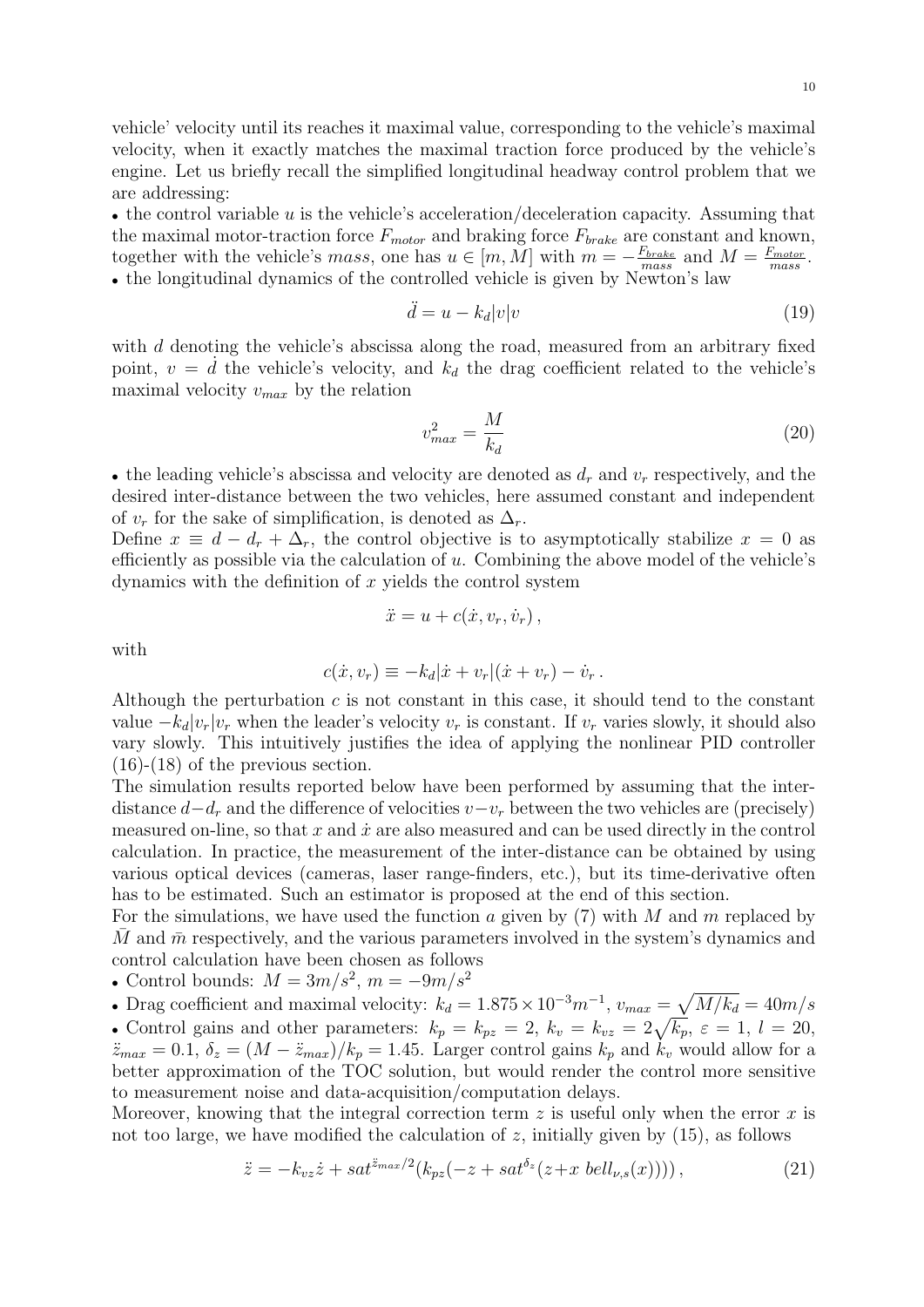vehicle' velocity until its reaches it maximal value, corresponding to the vehicle's maximal velocity, when it exactly matches the maximal traction force produced by the vehicle's engine. Let us briefly recall the simplified longitudinal headway control problem that we are addressing:

• the control variable $u$ is the vehicle's acceleration/deceleration capacity. Assuming that the maximal motor-traction force $F_{motor}$ and braking force $F_{brake}$ are constant and known, together with the vehicle's $mass$, one has $u \in [m, M]$ with $m = -\frac{F_{brake}}{mass}$ and $M = \frac{F_{motor}}{mass}$.

• the longitudinal dynamics of the controlled vehicle is given by Newton's law

$$\ddot{d} = u - k_d |v| v \tag{19}$$

with $d$ denoting the vehicle's abscissa along the road, measured from an arbitrary fixed point, $v = \dot{d}$ the vehicle's velocity, and $k_d$ the drag coefficient related to the vehicle's maximal velocity $v_{max}$ by the relation

$$v_{max}^2 = \frac{M}{k_d} \tag{20}$$

• the leading vehicle's abscissa and velocity are denoted as $d_r$ and $v_r$ respectively, and the desired inter-distance between the two vehicles, here assumed constant and independent of $v_r$ for the sake of simplification, is denoted as $\Delta_r$.

Define $x \equiv d - d_r + \Delta_r$, the control objective is to asymptotically stabilize $x = 0$ as efficiently as possible via the calculation of $u$. Combining the above model of the vehicle's dynamics with the definition of $x$ yields the control system

$$\ddot{x} = u + c(\dot{x}, v_r, \dot{v}_r)\,,$$

with

$$c(\dot{x}, v_r) \equiv -k_d |\dot{x} + v_r| (\dot{x} + v_r) - \dot{v}_r\,.$$

Although the perturbation $c$ is not constant in this case, it should tend to the constant value $-k_d |v_r| v_r$ when the leader's velocity $v_r$ is constant. If $v_r$ varies slowly, it should also vary slowly. This intuitively justifies the idea of applying the nonlinear PID controller (16)-(18) of the previous section.

The simulation results reported below have been performed by assuming that the inter-distance $d - d_r$ and the difference of velocities $v - v_r$ between the two vehicles are (precisely) measured on-line, so that $x$ and $\dot{x}$ are also measured and can be used directly in the control calculation. In practice, the measurement of the inter-distance can be obtained by using various optical devices (cameras, laser range-finders, etc.), but its time-derivative often has to be estimated. Such an estimator is proposed at the end of this section.

For the simulations, we have used the function $a$ given by (7) with $M$ and $m$ replaced by $\bar{M}$ and $\bar{m}$ respectively, and the various parameters involved in the system's dynamics and control calculation have been chosen as follows

• Control bounds: $M = 3m/s^2$, $m = -9m/s^2$

• Drag coefficient and maximal velocity: $k_d = 1.875 \times 10^{-3} m^{-1}$, $v_{max} = \sqrt{M/k_d} = 40m/s$

• Control gains and other parameters: $k_p = k_{pz} = 2$, $k_v = k_{vz} = 2\sqrt{k_p}$, $\varepsilon = 1$, $l = 20$, $\ddot{z}_{max} = 0.1$, $\delta_z = (M - \ddot{z}_{max})/k_p = 1.45$. Larger control gains $k_p$ and $k_v$ would allow for a better approximation of the TOC solution, but would render the control more sensitive to measurement noise and data-acquisition/computation delays.

Moreover, knowing that the integral correction term $z$ is useful only when the error $x$ is not too large, we have modified the calculation of $z$, initially given by (15), as follows

$$\ddot{z} = -k_{vz}\dot{z} + sat^{\ddot{z}_{max}/2}(k_{pz}(-z + sat^{\delta_z}(z + x\; bell_{\nu,s}(x))))\,, \tag{21}$$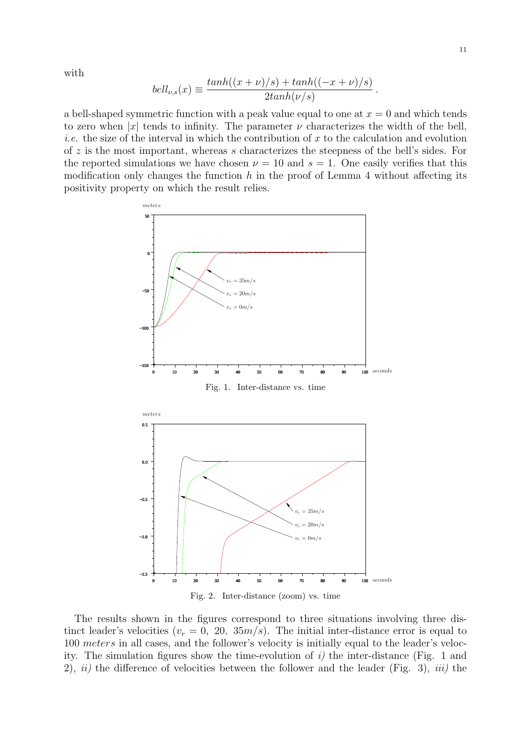with

$$bell_{\nu,s}(x) \equiv \frac{tanh((x+\nu)/s) + tanh((-x+\nu)/s)}{2tanh(\nu/s)}.$$

a bell-shaped symmetric function with a peak value equal to one at $x = 0$ and which tends to zero when $|x|$ tends to infinity. The parameter $\nu$ characterizes the width of the bell, *i.e.* the size of the interval in which the contribution of $x$ to the calculation and evolution of $z$ is the most important, whereas $s$ characterizes the steepness of the bell's sides. For the reported simulations we have chosen $\nu = 10$ and $s = 1$. One easily verifies that this modification only changes the function $h$ in the proof of Lemma 4 without affecting its positivity property on which the result relies.

Fig. 1. Inter-distance vs. time

Fig. 2. Inter-distance (zoom) vs. time

The results shown in the figures correspond to three situations involving three distinct leader's velocities ($v_r = 0,\ 20,\ 35m/s$). The initial inter-distance error is equal to 100 *meters* in all cases, and the follower's velocity is initially equal to the leader's velocity. The simulation figures show the time-evolution of *i)* the inter-distance (Fig. 1 and 2), *ii)* the difference of velocities between the follower and the leader (Fig. 3), *iii)* the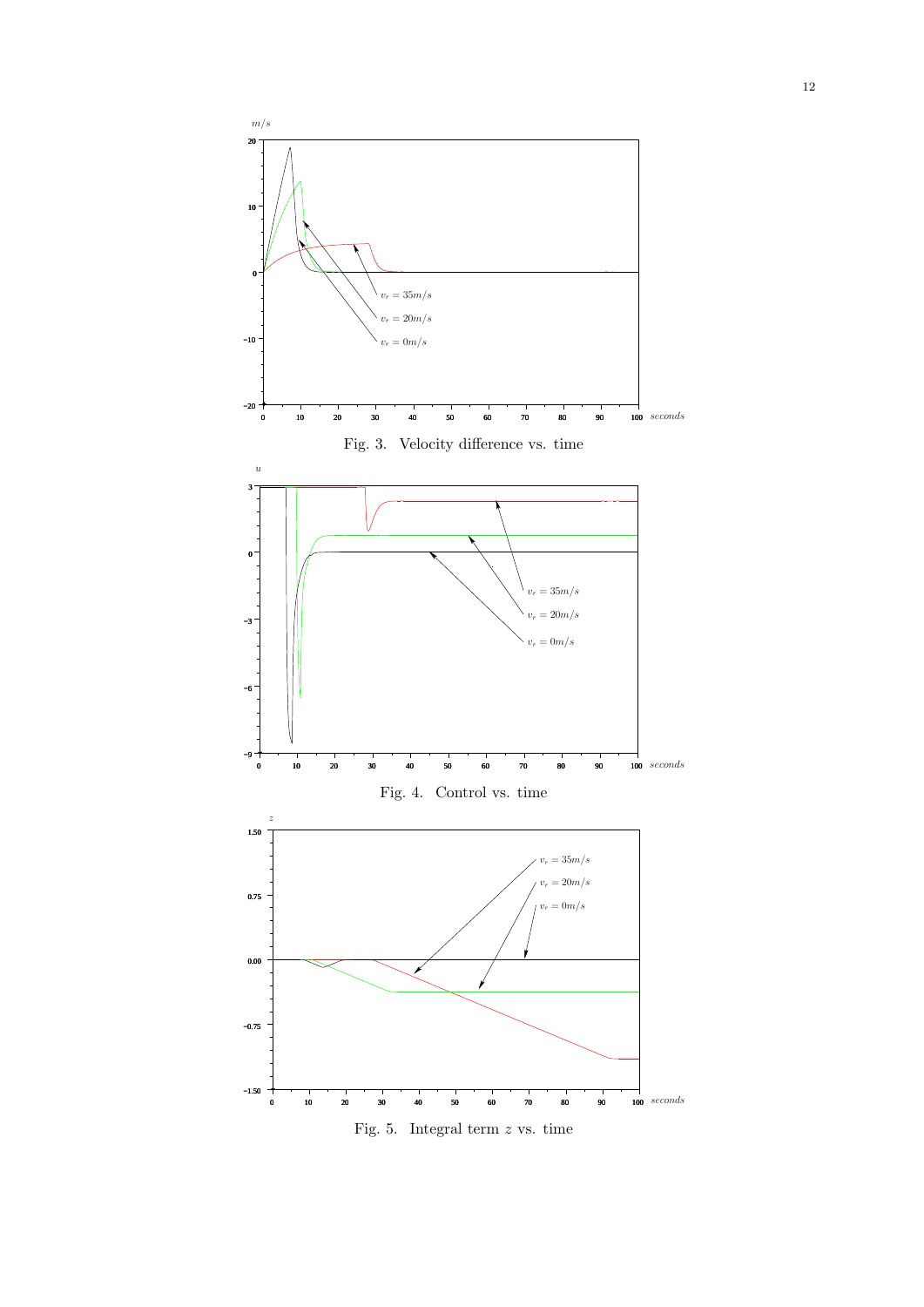Fig. 3. Velocity difference vs. time

Fig. 4. Control vs. time

Fig. 5. Integral term $z$ vs. time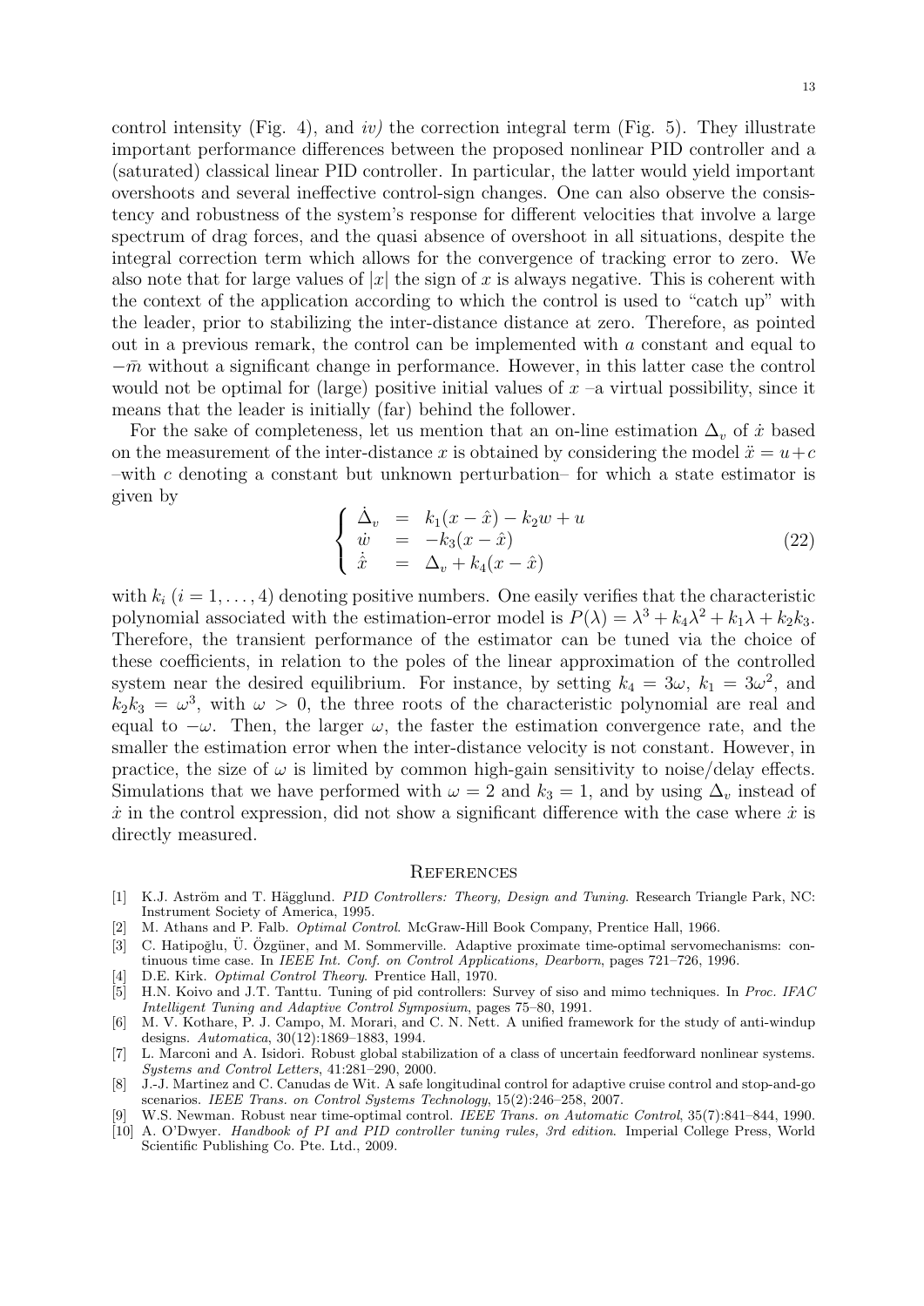control intensity (Fig. 4), and *iv)* the correction integral term (Fig. 5). They illustrate important performance differences between the proposed nonlinear PID controller and a (saturated) classical linear PID controller. In particular, the latter would yield important overshoots and several ineffective control-sign changes. One can also observe the consistency and robustness of the system's response for different velocities that involve a large spectrum of drag forces, and the quasi absence of overshoot in all situations, despite the integral correction term which allows for the convergence of tracking error to zero. We also note that for large values of $|x|$ the sign of $x$ is always negative. This is coherent with the context of the application according to which the control is used to "catch up" with the leader, prior to stabilizing the inter-distance distance at zero. Therefore, as pointed out in a previous remark, the control can be implemented with $a$ constant and equal to $-\bar{m}$ without a significant change in performance. However, in this latter case the control would not be optimal for (large) positive initial values of $x$ –a virtual possibility, since it means that the leader is initially (far) behind the follower.

For the sake of completeness, let us mention that an on-line estimation $\Delta_v$ of $\dot{x}$ based on the measurement of the inter-distance $x$ is obtained by considering the model $\ddot{x} = u + c$ –with $c$ denoting a constant but unknown perturbation– for which a state estimator is given by

$$\left\{ \begin{array}{lcl} \dot{\Delta}_v & = & k_1(x - \hat{x}) - k_2 w + u \\ \dot{w} & = & -k_3(x - \hat{x}) \\ \dot{\hat{x}} & = & \Delta_v + k_4(x - \hat{x}) \end{array} \right. \tag{22}$$

with $k_i$ $(i = 1, \ldots, 4)$ denoting positive numbers. One easily verifies that the characteristic polynomial associated with the estimation-error model is $P(\lambda) = \lambda^3 + k_4\lambda^2 + k_1\lambda + k_2k_3$. Therefore, the transient performance of the estimator can be tuned via the choice of these coefficients, in relation to the poles of the linear approximation of the controlled system near the desired equilibrium. For instance, by setting $k_4 = 3\omega$, $k_1 = 3\omega^2$, and $k_2k_3 = \omega^3$, with $\omega > 0$, the three roots of the characteristic polynomial are real and equal to $-\omega$. Then, the larger $\omega$, the faster the estimation convergence rate, and the smaller the estimation error when the inter-distance velocity is not constant. However, in practice, the size of $\omega$ is limited by common high-gain sensitivity to noise/delay effects. Simulations that we have performed with $\omega = 2$ and $k_3 = 1$, and by using $\Delta_v$ instead of $\dot{x}$ in the control expression, did not show a significant difference with the case where $\dot{x}$ is directly measured.

## References

[1] K.J. Aström and T. Hägglund. *PID Controllers: Theory, Design and Tuning*. Research Triangle Park, NC: Instrument Society of America, 1995.

[2] M. Athans and P. Falb. *Optimal Control*. McGraw-Hill Book Company, Prentice Hall, 1966.

[3] C. Hatipoğlu, Ü. Özgüner, and M. Sommerville. Adaptive proximate time-optimal servomechanisms: continuous time case. In *IEEE Int. Conf. on Control Applications, Dearborn*, pages 721–726, 1996.

[4] D.E. Kirk. *Optimal Control Theory*. Prentice Hall, 1970.

[5] H.N. Koivo and J.T. Tanttu. Tuning of pid controllers: Survey of siso and mimo techniques. In *Proc. IFAC Intelligent Tuning and Adaptive Control Symposium*, pages 75–80, 1991.

[6] M. V. Kothare, P. J. Campo, M. Morari, and C. N. Nett. A unified framework for the study of anti-windup designs. *Automatica*, 30(12):1869–1883, 1994.

[7] L. Marconi and A. Isidori. Robust global stabilization of a class of uncertain feedforward nonlinear systems. *Systems and Control Letters*, 41:281–290, 2000.

[8] J.-J. Martinez and C. Canudas de Wit. A safe longitudinal control for adaptive cruise control and stop-and-go scenarios. *IEEE Trans. on Control Systems Technology*, 15(2):246–258, 2007.

[9] W.S. Newman. Robust near time-optimal control. *IEEE Trans. on Automatic Control*, 35(7):841–844, 1990.

[10] A. O'Dwyer. *Handbook of PI and PID controller tuning rules, 3rd edition*. Imperial College Press, World Scientific Publishing Co. Pte. Ltd., 2009.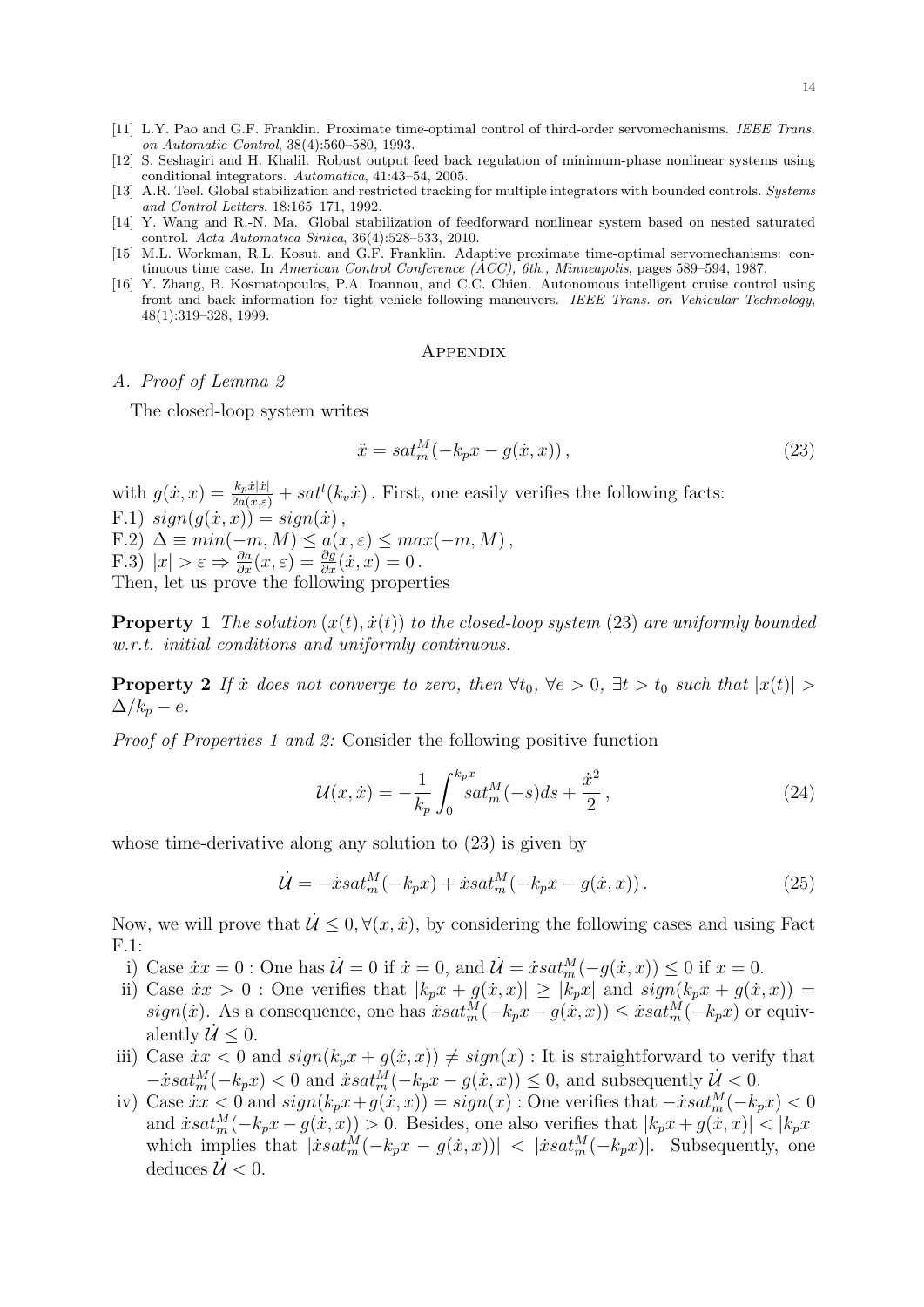[11] L.Y. Pao and G.F. Franklin. Proximate time-optimal control of third-order servomechanisms. *IEEE Trans. on Automatic Control*, 38(4):560–580, 1993.

[12] S. Seshagiri and H. Khalil. Robust output feed back regulation of minimum-phase nonlinear systems using conditional integrators. *Automatica*, 41:43–54, 2005.

[13] A.R. Teel. Global stabilization and restricted tracking for multiple integrators with bounded controls. *Systems and Control Letters*, 18:165–171, 1992.

[14] Y. Wang and R.-N. Ma. Global stabilization of feedforward nonlinear system based on nested saturated control. *Acta Automatica Sinica*, 36(4):528–533, 2010.

[15] M.L. Workman, R.L. Kosut, and G.F. Franklin. Adaptive proximate time-optimal servomechanisms: continuous time case. In *American Control Conference (ACC), 6th., Minneapolis*, pages 589–594, 1987.

[16] Y. Zhang, B. Kosmatopoulos, P.A. Ioannou, and C.C. Chien. Autonomous intelligent cruise control using front and back information for tight vehicle following maneuvers. *IEEE Trans. on Vehicular Technology*, 48(1):319–328, 1999.

## Appendix

### A. Proof of Lemma 2

The closed-loop system writes

$$\ddot{x} = sat_m^M(-k_p x - g(\dot{x}, x)), \tag{23}$$

with $g(\dot{x}, x) = \frac{k_p \dot{x}|\dot{x}|}{2a(x,\varepsilon)} + sat^l(k_v \dot{x})$. First, one easily verifies the following facts:
F.1) $sign(g(\dot{x}, x)) = sign(\dot{x})$,
F.2) $\Delta \equiv min(-m, M) \leq a(x, \varepsilon) \leq max(-m, M)$,
F.3) $|x| > \varepsilon \Rightarrow \frac{\partial a}{\partial x}(x, \varepsilon) = \frac{\partial g}{\partial x}(\dot{x}, x) = 0$.
Then, let us prove the following properties

**Property 1** *The solution $(x(t), \dot{x}(t))$ to the closed-loop system (23) are uniformly bounded w.r.t. initial conditions and uniformly continuous.*

**Property 2** *If $\dot{x}$ does not converge to zero, then $\forall t_0$, $\forall e > 0$, $\exists t > t_0$ such that $|x(t)| > \Delta/k_p - e$.*

*Proof of Properties 1 and 2:* Consider the following positive function

$$\mathcal{U}(x, \dot{x}) = -\frac{1}{k_p} \int_0^{k_p x} sat_m^M(-s) ds + \frac{\dot{x}^2}{2}, \tag{24}$$

whose time-derivative along any solution to (23) is given by

$$\dot{\mathcal{U}} = -\dot{x} sat_m^M(-k_p x) + \dot{x} sat_m^M(-k_p x - g(\dot{x}, x)). \tag{25}$$

Now, we will prove that $\dot{\mathcal{U}} \leq 0, \forall (x, \dot{x})$, by considering the following cases and using Fact F.1:

i) Case $\dot{x}x = 0$ : One has $\dot{\mathcal{U}} = 0$ if $\dot{x} = 0$, and $\dot{\mathcal{U}} = \dot{x} sat_m^M(-g(\dot{x}, x)) \leq 0$ if $x = 0$.

ii) Case $\dot{x}x > 0$ : One verifies that $|k_p x + g(\dot{x}, x)| \geq |k_p x|$ and $sign(k_p x + g(\dot{x}, x)) = sign(\dot{x})$. As a consequence, one has $\dot{x} sat_m^M(-k_p x - g(\dot{x}, x)) \leq \dot{x} sat_m^M(-k_p x)$ or equivalently $\dot{\mathcal{U}} \leq 0$.

iii) Case $\dot{x}x < 0$ and $sign(k_p x + g(\dot{x}, x)) \neq sign(x)$ : It is straightforward to verify that $-\dot{x} sat_m^M(-k_p x) < 0$ and $\dot{x} sat_m^M(-k_p x - g(\dot{x}, x)) \leq 0$, and subsequently $\dot{\mathcal{U}} < 0$.

iv) Case $\dot{x}x < 0$ and $sign(k_p x + g(\dot{x}, x)) = sign(x)$ : One verifies that $-\dot{x} sat_m^M(-k_p x) < 0$ and $\dot{x} sat_m^M(-k_p x - g(\dot{x}, x)) > 0$. Besides, one also verifies that $|k_p x + g(\dot{x}, x)| < |k_p x|$ which implies that $|\dot{x} sat_m^M(-k_p x - g(\dot{x}, x))| < |\dot{x} sat_m^M(-k_p x)|$. Subsequently, one deduces $\dot{\mathcal{U}} < 0$.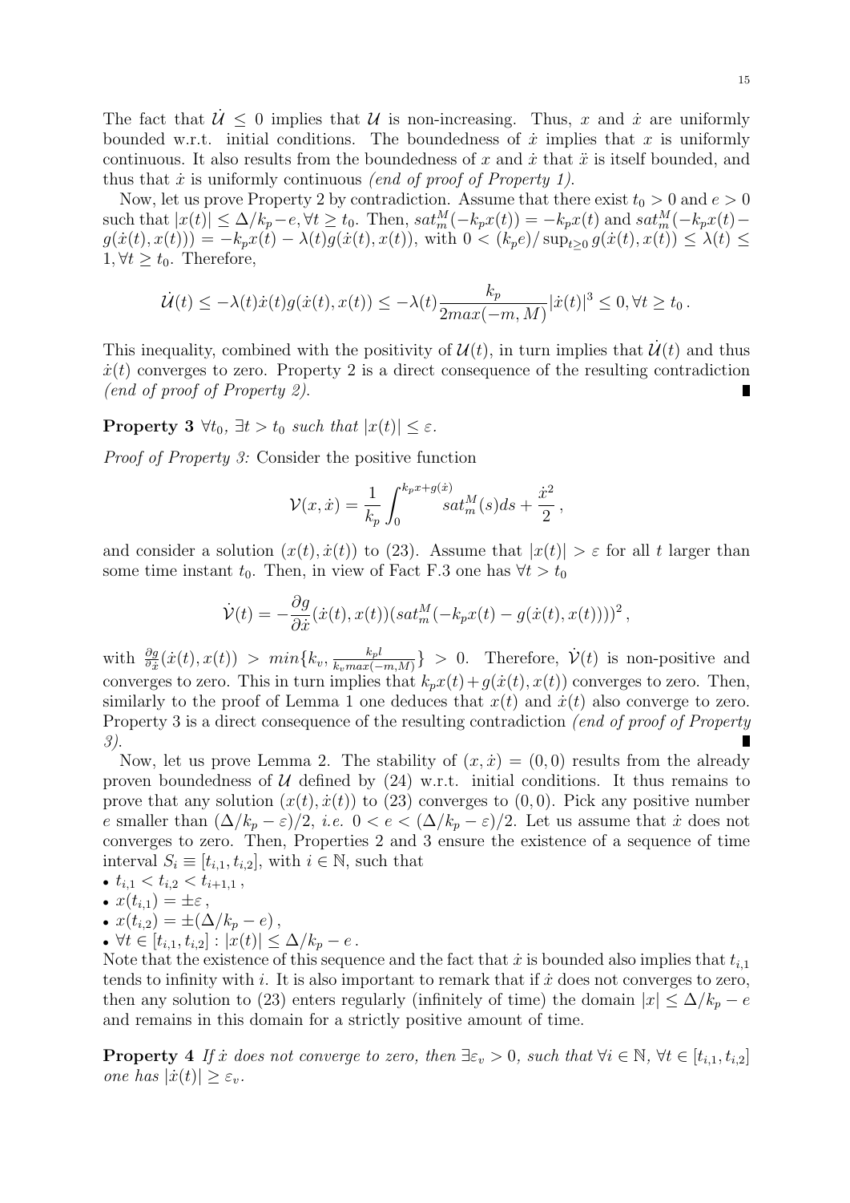The fact that $\dot{\mathcal{U}} \leq 0$ implies that $\mathcal{U}$ is non-increasing. Thus, $x$ and $\dot{x}$ are uniformly bounded w.r.t. initial conditions. The boundedness of $\dot{x}$ implies that $x$ is uniformly continuous. It also results from the boundedness of $x$ and $\dot{x}$ that $\ddot{x}$ is itself bounded, and thus that $\dot{x}$ is uniformly continuous *(end of proof of Property 1)*.

Now, let us prove Property 2 by contradiction. Assume that there exist $t_0 > 0$ and $e > 0$ such that $|x(t)| \leq \Delta/k_p - e, \forall t \geq t_0$. Then, $sat_m^M(-k_p x(t)) = -k_p x(t)$ and $sat_m^M(-k_p x(t) - g(\dot{x}(t), x(t))) = -k_p x(t) - \lambda(t) g(\dot{x}(t), x(t))$, with $0 < (k_p e)/\sup_{t \geq 0} g(\dot{x}(t), x(t)) \leq \lambda(t) \leq 1, \forall t \geq t_0$. Therefore,

$$
\dot{\mathcal{U}}(t) \leq -\lambda(t)\dot{x}(t) g(\dot{x}(t), x(t)) \leq -\lambda(t) \frac{k_p}{2max(-m, M)} |\dot{x}(t)|^3 \leq 0, \forall t \geq t_0 \,.
$$

This inequality, combined with the positivity of $\mathcal{U}(t)$, in turn implies that $\dot{\mathcal{U}}(t)$ and thus $\dot{x}(t)$ converges to zero. Property 2 is a direct consequence of the resulting contradiction *(end of proof of Property 2)*. ∎

**Property 3** *$\forall t_0$, $\exists t > t_0$ such that $|x(t)| \leq \varepsilon$.*

*Proof of Property 3:* Consider the positive function

$$
\mathcal{V}(x, \dot{x}) = \frac{1}{k_p} \int_0^{k_p x + g(\dot{x})} sat_m^M(s) ds + \frac{\dot{x}^2}{2} \,,
$$

and consider a solution $(x(t), \dot{x}(t))$ to (23). Assume that $|x(t)| > \varepsilon$ for all $t$ larger than some time instant $t_0$. Then, in view of Fact F.3 one has $\forall t > t_0$

$$
\dot{\mathcal{V}}(t) = -\frac{\partial g}{\partial \dot{x}}(\dot{x}(t), x(t)) (sat_m^M(-k_p x(t) - g(\dot{x}(t), x(t))))^2 \,,
$$

with $\frac{\partial g}{\partial \dot{x}}(\dot{x}(t), x(t)) > min\{k_v, \frac{k_p l}{k_v max(-m, M)}\} > 0$. Therefore, $\dot{\mathcal{V}}(t)$ is non-positive and converges to zero. This in turn implies that $k_p x(t) + g(\dot{x}(t), x(t))$ converges to zero. Then, similarly to the proof of Lemma 1 one deduces that $x(t)$ and $\dot{x}(t)$ also converge to zero. Property 3 is a direct consequence of the resulting contradiction *(end of proof of Property 3)*. ∎

Now, let us prove Lemma 2. The stability of $(x, \dot{x}) = (0, 0)$ results from the already proven boundedness of $\mathcal{U}$ defined by (24) w.r.t. initial conditions. It thus remains to prove that any solution $(x(t), \dot{x}(t))$ to (23) converges to $(0, 0)$. Pick any positive number $e$ smaller than $(\Delta/k_p - \varepsilon)/2$, *i.e.* $0 < e < (\Delta/k_p - \varepsilon)/2$. Let us assume that $\dot{x}$ does not converges to zero. Then, Properties 2 and 3 ensure the existence of a sequence of time interval $S_i \equiv [t_{i,1}, t_{i,2}]$, with $i \in \mathbb{N}$, such that

- $t_{i,1} < t_{i,2} < t_{i+1,1}$ ,
- $x(t_{i,1}) = \pm\varepsilon$ ,
- $x(t_{i,2}) = \pm(\Delta/k_p - e)$ ,
- $\forall t \in [t_{i,1}, t_{i,2}] : |x(t)| \leq \Delta/k_p - e$ .

Note that the existence of this sequence and the fact that $\dot{x}$ is bounded also implies that $t_{i,1}$ tends to infinity with $i$. It is also important to remark that if $\dot{x}$ does not converges to zero, then any solution to (23) enters regularly (infinitely of time) the domain $|x| \leq \Delta/k_p - e$ and remains in this domain for a strictly positive amount of time.

**Property 4** *If $\dot{x}$ does not converge to zero, then $\exists \varepsilon_v > 0$, such that $\forall i \in \mathbb{N}$, $\forall t \in [t_{i,1}, t_{i,2}]$ one has $|\dot{x}(t)| \geq \varepsilon_v$.*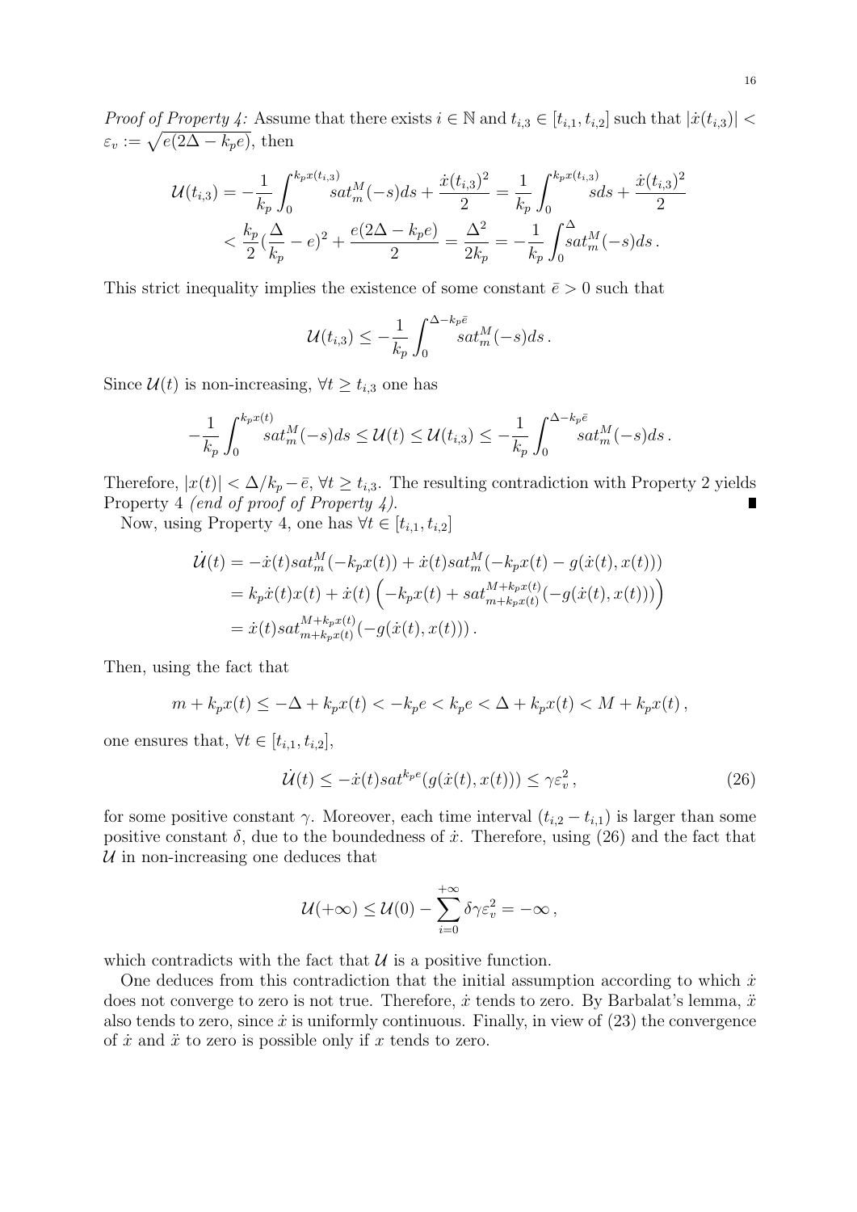*Proof of Property 4:* Assume that there exists $i \in \mathbb{N}$ and $t_{i,3} \in [t_{i,1}, t_{i,2}]$ such that $|\dot{x}(t_{i,3})| < \varepsilon_v := \sqrt{e(2\Delta - k_p e)}$, then

$$
\begin{aligned}
\mathcal{U}(t_{i,3}) &= -\frac{1}{k_p}\int_0^{k_p x(t_{i,3})} sat_m^M(-s)ds + \frac{\dot{x}(t_{i,3})^2}{2} = \frac{1}{k_p}\int_0^{k_p x(t_{i,3})} s ds + \frac{\dot{x}(t_{i,3})^2}{2} \\
&< \frac{k_p}{2}(\frac{\Delta}{k_p} - e)^2 + \frac{e(2\Delta - k_p e)}{2} = \frac{\Delta^2}{2k_p} = -\frac{1}{k_p}\int_0^{\Delta} sat_m^M(-s)ds\,.
\end{aligned}
$$

This strict inequality implies the existence of some constant $\bar{e} > 0$ such that

$$
\mathcal{U}(t_{i,3}) \leq -\frac{1}{k_p}\int_0^{\Delta - k_p \bar{e}} sat_m^M(-s)ds\,.
$$

Since $\mathcal{U}(t)$ is non-increasing, $\forall t \geq t_{i,3}$ one has

$$
-\frac{1}{k_p}\int_0^{k_p x(t)} sat_m^M(-s)ds \leq \mathcal{U}(t) \leq \mathcal{U}(t_{i,3}) \leq -\frac{1}{k_p}\int_0^{\Delta - k_p \bar{e}} sat_m^M(-s)ds\,.
$$

Therefore, $|x(t)| < \Delta/k_p - \bar{e}$, $\forall t \geq t_{i,3}$. The resulting contradiction with Property 2 yields Property 4 *(end of proof of Property 4)*. ∎

Now, using Property 4, one has $\forall t \in [t_{i,1}, t_{i,2}]$

$$
\begin{aligned}
\dot{\mathcal{U}}(t) &= -\dot{x}(t) sat_m^M(-k_p x(t)) + \dot{x}(t) sat_m^M(-k_p x(t) - g(\dot{x}(t), x(t))) \\
&= k_p \dot{x}(t) x(t) + \dot{x}(t)\left(-k_p x(t) + sat_{m+k_p x(t)}^{M+k_p x(t)}(-g(\dot{x}(t), x(t)))\right) \\
&= \dot{x}(t) sat_{m+k_p x(t)}^{M+k_p x(t)}(-g(\dot{x}(t), x(t)))\,.
\end{aligned}
$$

Then, using the fact that

$$
m + k_p x(t) \leq -\Delta + k_p x(t) < -k_p e < k_p e < \Delta + k_p x(t) < M + k_p x(t)\,,
$$

one ensures that, $\forall t \in [t_{i,1}, t_{i,2}]$,

$$
\dot{\mathcal{U}}(t) \leq -\dot{x}(t) sat^{k_p e}(g(\dot{x}(t), x(t))) \leq \gamma \varepsilon_v^2\,, \tag{26}
$$

for some positive constant $\gamma$. Moreover, each time interval $(t_{i,2} - t_{i,1})$ is larger than some positive constant $\delta$, due to the boundedness of $\dot{x}$. Therefore, using (26) and the fact that $\mathcal{U}$ in non-increasing one deduces that

$$
\mathcal{U}(+\infty) \leq \mathcal{U}(0) - \sum_{i=0}^{+\infty} \delta \gamma \varepsilon_v^2 = -\infty\,,
$$

which contradicts with the fact that $\mathcal{U}$ is a positive function.

One deduces from this contradiction that the initial assumption according to which $\dot{x}$ does not converge to zero is not true. Therefore, $\dot{x}$ tends to zero. By Barbalat's lemma, $\ddot{x}$ also tends to zero, since $\dot{x}$ is uniformly continuous. Finally, in view of (23) the convergence of $\dot{x}$ and $\ddot{x}$ to zero is possible only if $x$ tends to zero.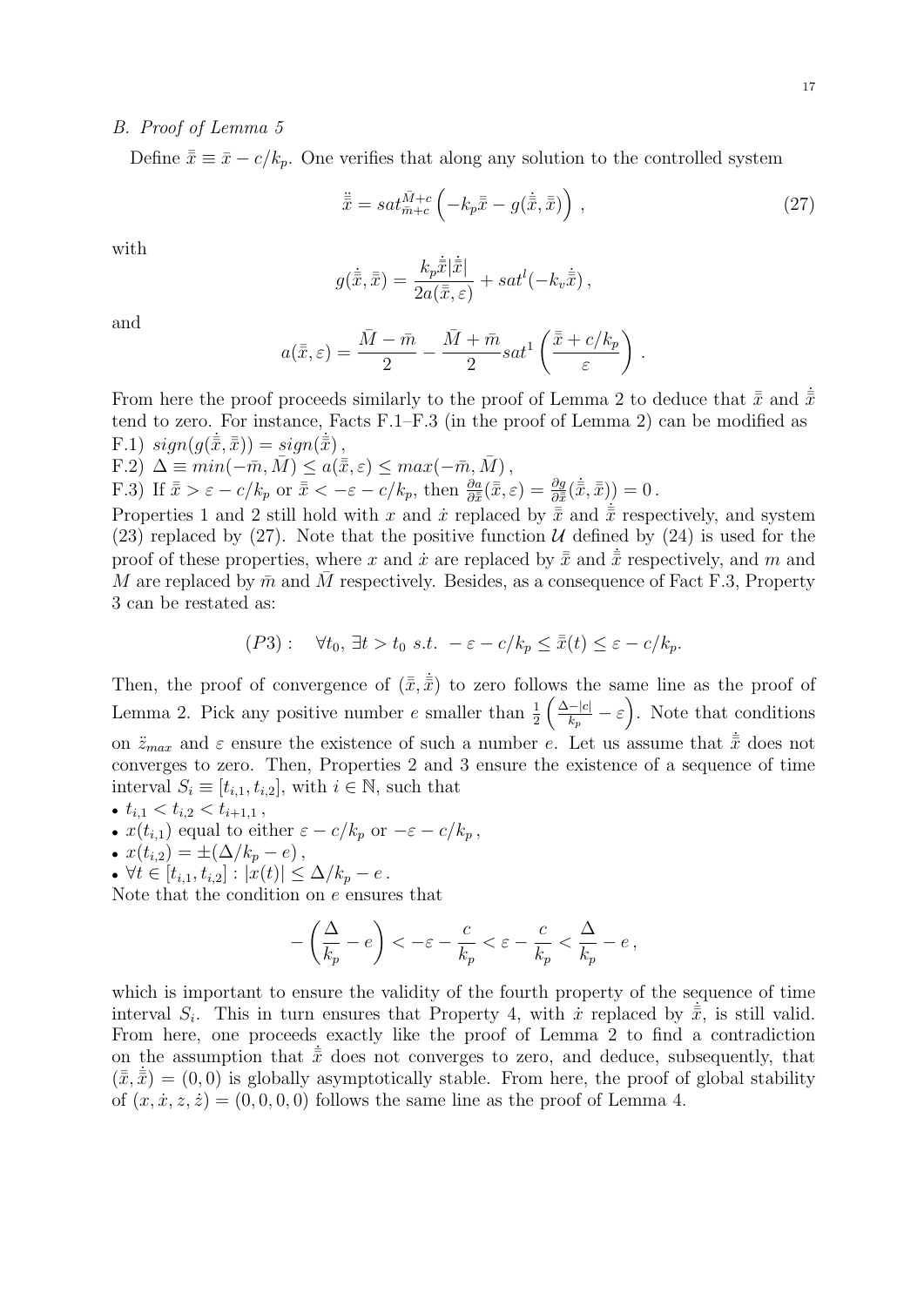### B. Proof of Lemma 5

Define $\bar{\bar{x}} \equiv \bar{x} - c/k_p$. One verifies that along any solution to the controlled system

$$\ddot{\bar{\bar{x}}} = sat_{\bar{m}+c}^{\bar{M}+c}\left(-k_p\bar{\bar{x}} - g(\dot{\bar{\bar{x}}}, \bar{\bar{x}})\right), \tag{27}$$

with

$$g(\dot{\bar{\bar{x}}}, \bar{\bar{x}}) = \frac{k_p\dot{\bar{\bar{x}}}|\dot{\bar{\bar{x}}}|}{2a(\bar{\bar{x}}, \varepsilon)} + sat^l(-k_v\dot{\bar{\bar{x}}}),$$

and

$$a(\bar{\bar{x}}, \varepsilon) = \frac{\bar{M} - \bar{m}}{2} - \frac{\bar{M} + \bar{m}}{2} sat^1\left(\frac{\bar{\bar{x}} + c/k_p}{\varepsilon}\right).$$

From here the proof proceeds similarly to the proof of Lemma 2 to deduce that $\bar{\bar{x}}$ and $\dot{\bar{\bar{x}}}$ tend to zero. For instance, Facts F.1–F.3 (in the proof of Lemma 2) can be modified as

F.1) $sign(g(\dot{\bar{\bar{x}}}, \bar{\bar{x}})) = sign(\dot{\bar{\bar{x}}})$,

F.2) $\Delta \equiv min(-\bar{m}, \bar{M}) \leq a(\bar{\bar{x}}, \varepsilon) \leq max(-\bar{m}, \bar{M})$,

F.3) If $\bar{\bar{x}} > \varepsilon - c/k_p$ or $\bar{\bar{x}} < -\varepsilon - c/k_p$, then $\frac{\partial a}{\partial \bar{\bar{x}}}(\bar{\bar{x}}, \varepsilon) = \frac{\partial g}{\partial \bar{\bar{x}}}(\dot{\bar{\bar{x}}}, \bar{\bar{x}})) = 0$.

Properties 1 and 2 still hold with $x$ and $\dot{x}$ replaced by $\bar{\bar{x}}$ and $\dot{\bar{\bar{x}}}$ respectively, and system (23) replaced by (27). Note that the positive function $\mathcal{U}$ defined by (24) is used for the proof of these properties, where $x$ and $\dot{x}$ are replaced by $\bar{\bar{x}}$ and $\dot{\bar{\bar{x}}}$ respectively, and $m$ and $M$ are replaced by $\bar{m}$ and $\bar{M}$ respectively. Besides, as a consequence of Fact F.3, Property 3 can be restated as:

$$(P3): \quad \forall t_0,\ \exists t > t_0\ s.t.\ -\varepsilon - c/k_p \leq \bar{\bar{x}}(t) \leq \varepsilon - c/k_p.$$

Then, the proof of convergence of $(\bar{\bar{x}}, \dot{\bar{\bar{x}}})$ to zero follows the same line as the proof of Lemma 2. Pick any positive number $e$ smaller than $\frac{1}{2}\left(\frac{\Delta - |c|}{k_p} - \varepsilon\right)$. Note that conditions on $\ddot{z}_{max}$ and $\varepsilon$ ensure the existence of such a number $e$. Let us assume that $\dot{\bar{\bar{x}}}$ does not converges to zero. Then, Properties 2 and 3 ensure the existence of a sequence of time interval $S_i \equiv [t_{i,1}, t_{i,2}]$, with $i \in \mathbb{N}$, such that

- $t_{i,1} < t_{i,2} < t_{i+1,1}$,
- $x(t_{i,1})$ equal to either $\varepsilon - c/k_p$ or $-\varepsilon - c/k_p$,
- $x(t_{i,2}) = \pm(\Delta/k_p - e)$,
- $\forall t \in [t_{i,1}, t_{i,2}] : |x(t)| \leq \Delta/k_p - e$.

Note that the condition on $e$ ensures that

$$-\left(\frac{\Delta}{k_p} - e\right) < -\varepsilon - \frac{c}{k_p} < \varepsilon - \frac{c}{k_p} < \frac{\Delta}{k_p} - e,$$

which is important to ensure the validity of the fourth property of the sequence of time interval $S_i$. This in turn ensures that Property 4, with $\dot{x}$ replaced by $\dot{\bar{\bar{x}}}$, is still valid. From here, one proceeds exactly like the proof of Lemma 2 to find a contradiction on the assumption that $\dot{\bar{\bar{x}}}$ does not converges to zero, and deduce, subsequently, that $(\bar{\bar{x}}, \dot{\bar{\bar{x}}}) = (0, 0)$ is globally asymptotically stable. From here, the proof of global stability of $(x, \dot{x}, z, \dot{z}) = (0, 0, 0, 0)$ follows the same line as the proof of Lemma 4.